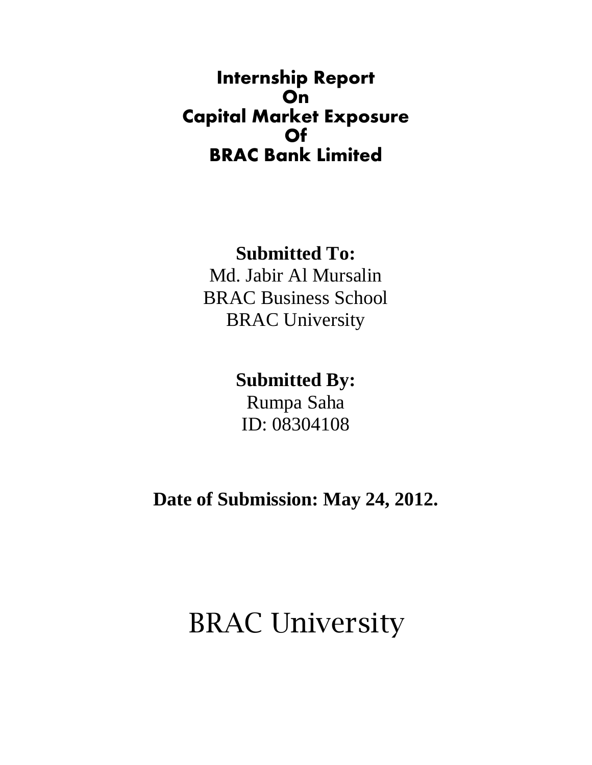# Internship Report
# On
# Capital Market Exposure
# Of
# BRAC Bank Limited

**Submitted To:**

Md. Jabir Al Mursalin
BRAC Business School
BRAC University

**Submitted By:**

Rumpa Saha
ID: 08304108

**Date of Submission: May 24, 2012.**

BRAC University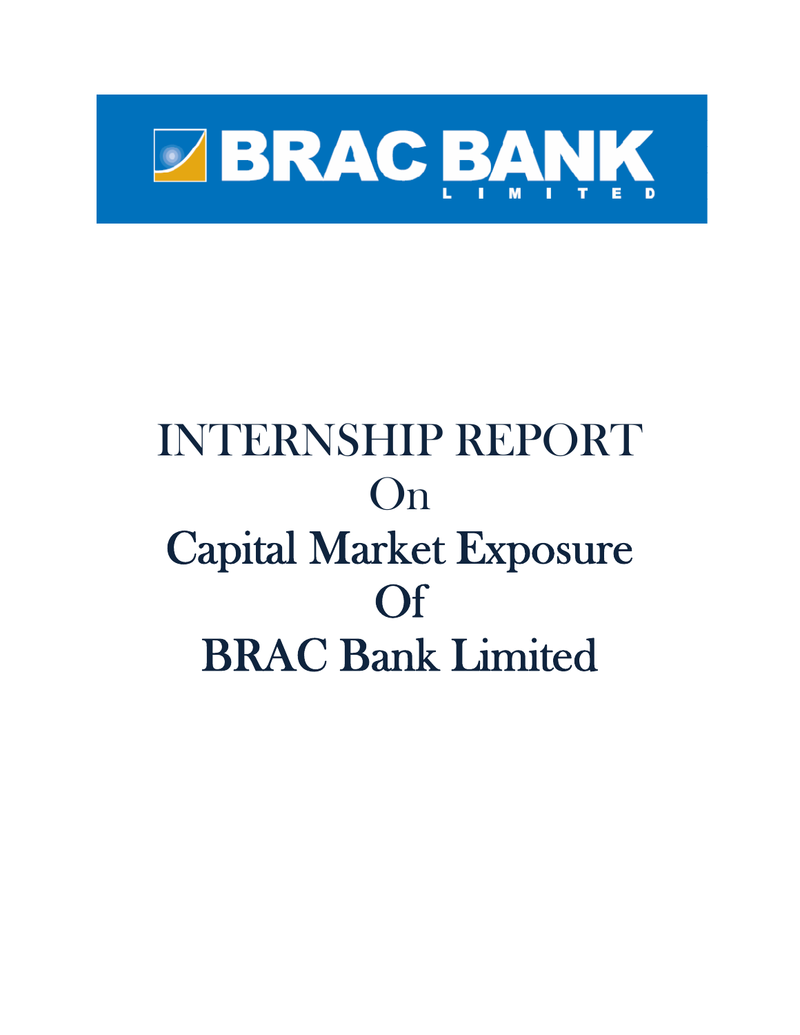BRAC BANK LIMITED

# INTERNSHIP REPORT
# On
# Capital Market Exposure
# Of
# BRAC Bank Limited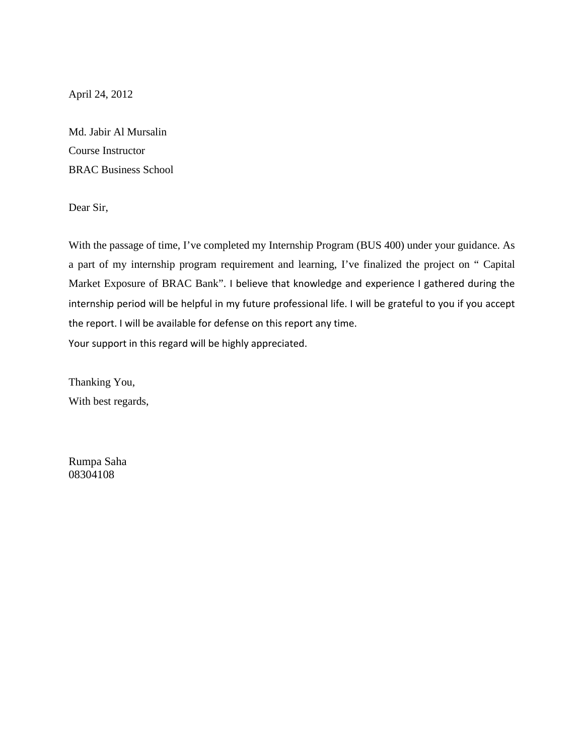April 24, 2012

Md. Jabir Al Mursalin
Course Instructor
BRAC Business School

Dear Sir,

With the passage of time, I've completed my Internship Program (BUS 400) under your guidance. As a part of my internship program requirement and learning, I've finalized the project on " Capital Market Exposure of BRAC Bank". I believe that knowledge and experience I gathered during the internship period will be helpful in my future professional life. I will be grateful to you if you accept the report. I will be available for defense on this report any time.
Your support in this regard will be highly appreciated.

Thanking You,
With best regards,

Rumpa Saha
08304108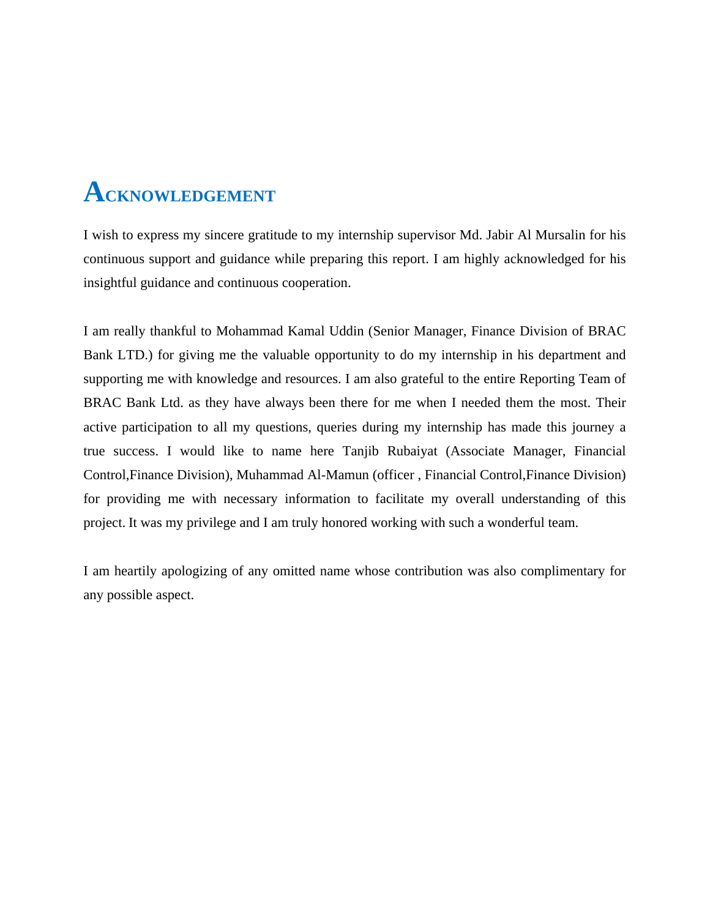# ACKNOWLEDGEMENT

I wish to express my sincere gratitude to my internship supervisor Md. Jabir Al Mursalin for his continuous support and guidance while preparing this report. I am highly acknowledged for his insightful guidance and continuous cooperation.

I am really thankful to Mohammad Kamal Uddin (Senior Manager, Finance Division of BRAC Bank LTD.) for giving me the valuable opportunity to do my internship in his department and supporting me with knowledge and resources. I am also grateful to the entire Reporting Team of BRAC Bank Ltd. as they have always been there for me when I needed them the most. Their active participation to all my questions, queries during my internship has made this journey a true success. I would like to name here Tanjib Rubaiyat (Associate Manager, Financial Control,Finance Division), Muhammad Al-Mamun (officer , Financial Control,Finance Division) for providing me with necessary information to facilitate my overall understanding of this project. It was my privilege and I am truly honored working with such a wonderful team.

I am heartily apologizing of any omitted name whose contribution was also complimentary for any possible aspect.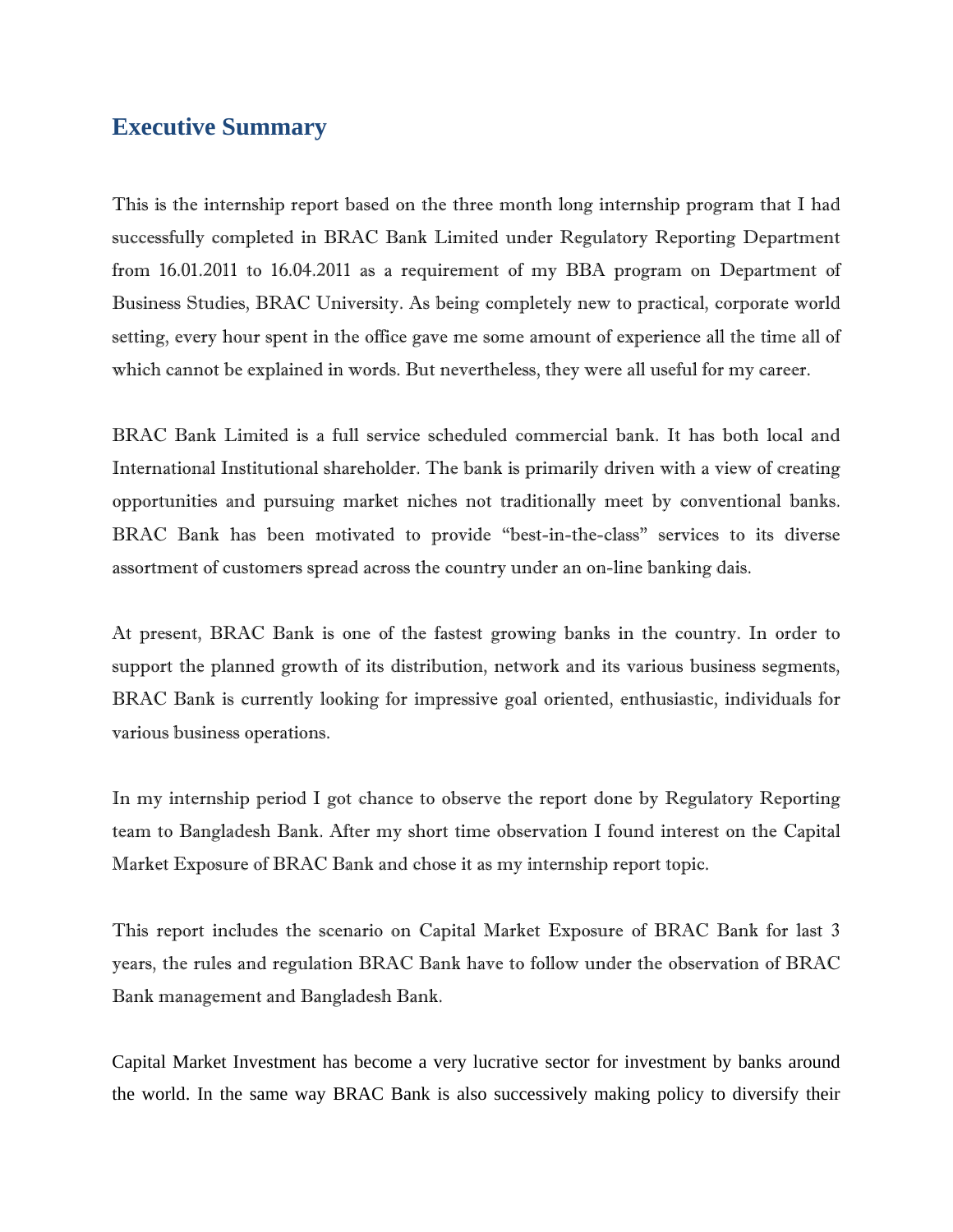# Executive Summary

This is the internship report based on the three month long internship program that I had successfully completed in BRAC Bank Limited under Regulatory Reporting Department from 16.01.2011 to 16.04.2011 as a requirement of my BBA program on Department of Business Studies, BRAC University. As being completely new to practical, corporate world setting, every hour spent in the office gave me some amount of experience all the time all of which cannot be explained in words. But nevertheless, they were all useful for my career.

BRAC Bank Limited is a full service scheduled commercial bank. It has both local and International Institutional shareholder. The bank is primarily driven with a view of creating opportunities and pursuing market niches not traditionally meet by conventional banks. BRAC Bank has been motivated to provide "best-in-the-class" services to its diverse assortment of customers spread across the country under an on-line banking dais.

At present, BRAC Bank is one of the fastest growing banks in the country. In order to support the planned growth of its distribution, network and its various business segments, BRAC Bank is currently looking for impressive goal oriented, enthusiastic, individuals for various business operations.

In my internship period I got chance to observe the report done by Regulatory Reporting team to Bangladesh Bank. After my short time observation I found interest on the Capital Market Exposure of BRAC Bank and chose it as my internship report topic.

This report includes the scenario on Capital Market Exposure of BRAC Bank for last 3 years, the rules and regulation BRAC Bank have to follow under the observation of BRAC Bank management and Bangladesh Bank.

Capital Market Investment has become a very lucrative sector for investment by banks around the world. In the same way BRAC Bank is also successively making policy to diversify their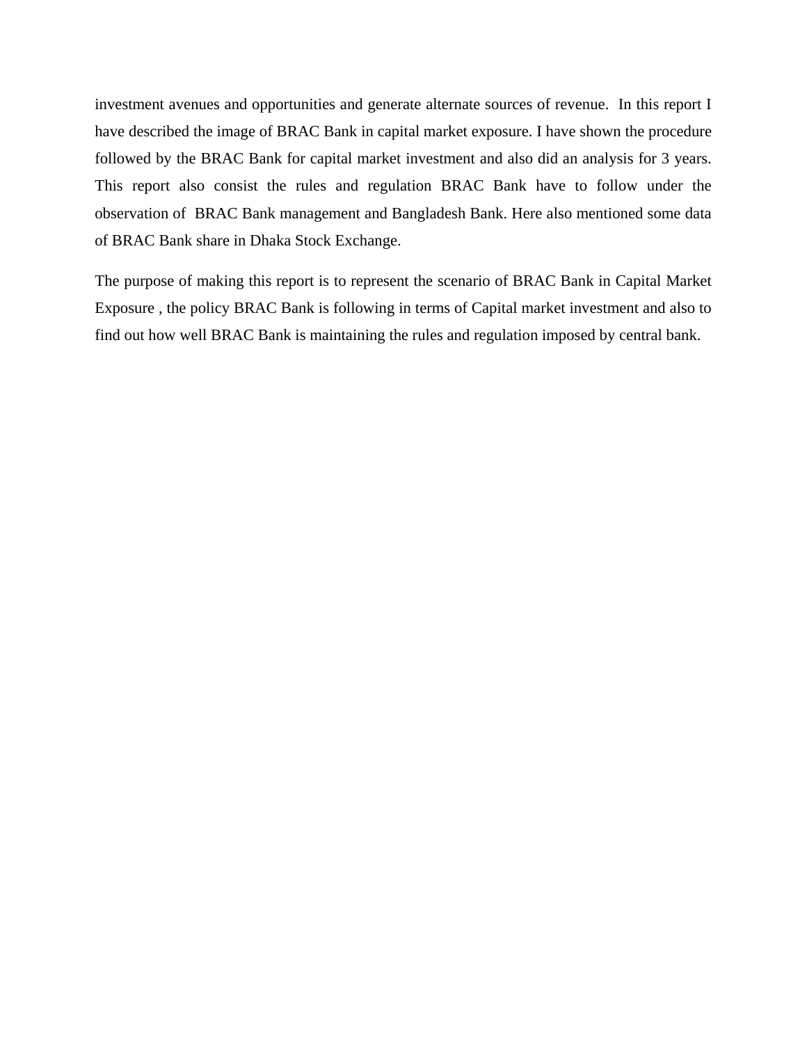investment avenues and opportunities and generate alternate sources of revenue. In this report I have described the image of BRAC Bank in capital market exposure. I have shown the procedure followed by the BRAC Bank for capital market investment and also did an analysis for 3 years. This report also consist the rules and regulation BRAC Bank have to follow under the observation of BRAC Bank management and Bangladesh Bank. Here also mentioned some data of BRAC Bank share in Dhaka Stock Exchange.

The purpose of making this report is to represent the scenario of BRAC Bank in Capital Market Exposure , the policy BRAC Bank is following in terms of Capital market investment and also to find out how well BRAC Bank is maintaining the rules and regulation imposed by central bank.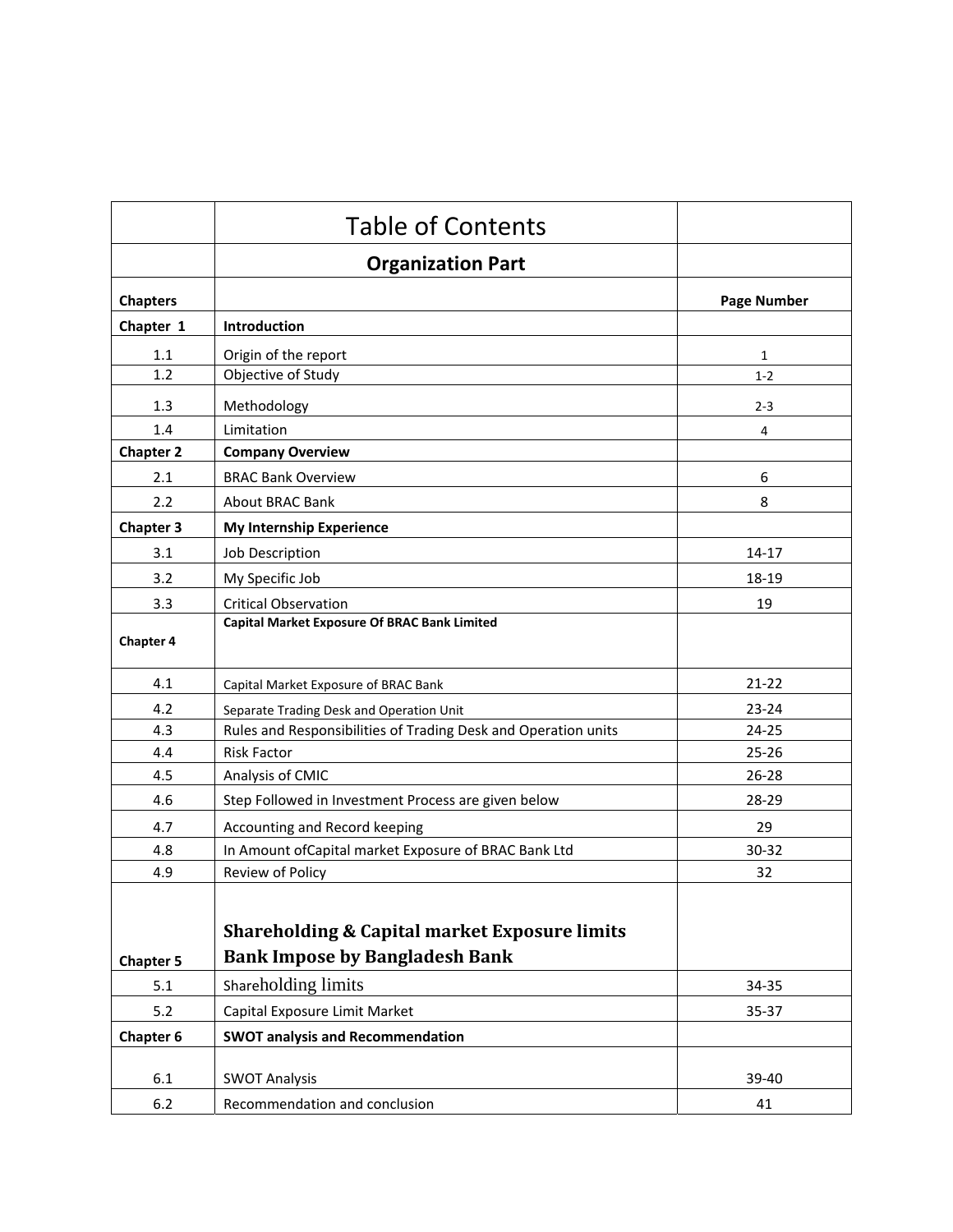| | Table of Contents | |
|---|---|---|
| | **Organization Part** | |
| **Chapters** | | **Page Number** |
| **Chapter 1** | **Introduction** | |
| 1.1 | Origin of the report | 1 |
| 1.2 | Objective of Study | 1-2 |
| 1.3 | Methodology | 2-3 |
| 1.4 | Limitation | 4 |
| **Chapter 2** | **Company Overview** | |
| 2.1 | BRAC Bank Overview | 6 |
| 2.2 | About BRAC Bank | 8 |
| **Chapter 3** | **My Internship Experience** | |
| 3.1 | Job Description | 14-17 |
| 3.2 | My Specific Job | 18-19 |
| 3.3 | Critical Observation | 19 |
| **Chapter 4** | **Capital Market Exposure Of BRAC Bank Limited** | |
| 4.1 | Capital Market Exposure of BRAC Bank | 21-22 |
| 4.2 | Separate Trading Desk and Operation Unit | 23-24 |
| 4.3 | Rules and Responsibilities of Trading Desk and Operation units | 24-25 |
| 4.4 | Risk Factor | 25-26 |
| 4.5 | Analysis of CMIC | 26-28 |
| 4.6 | Step Followed in Investment Process are given below | 28-29 |
| 4.7 | Accounting and Record keeping | 29 |
| 4.8 | In Amount ofCapital market Exposure of BRAC Bank Ltd | 30-32 |
| 4.9 | Review of Policy | 32 |
| **Chapter 5** | **Shareholding & Capital market Exposure limits Bank Impose by Bangladesh Bank** | |
| 5.1 | Shareholding limits | 34-35 |
| 5.2 | Capital Exposure Limit Market | 35-37 |
| **Chapter 6** | **SWOT analysis and Recommendation** | |
| 6.1 | SWOT Analysis | 39-40 |
| 6.2 | Recommendation and conclusion | 41 |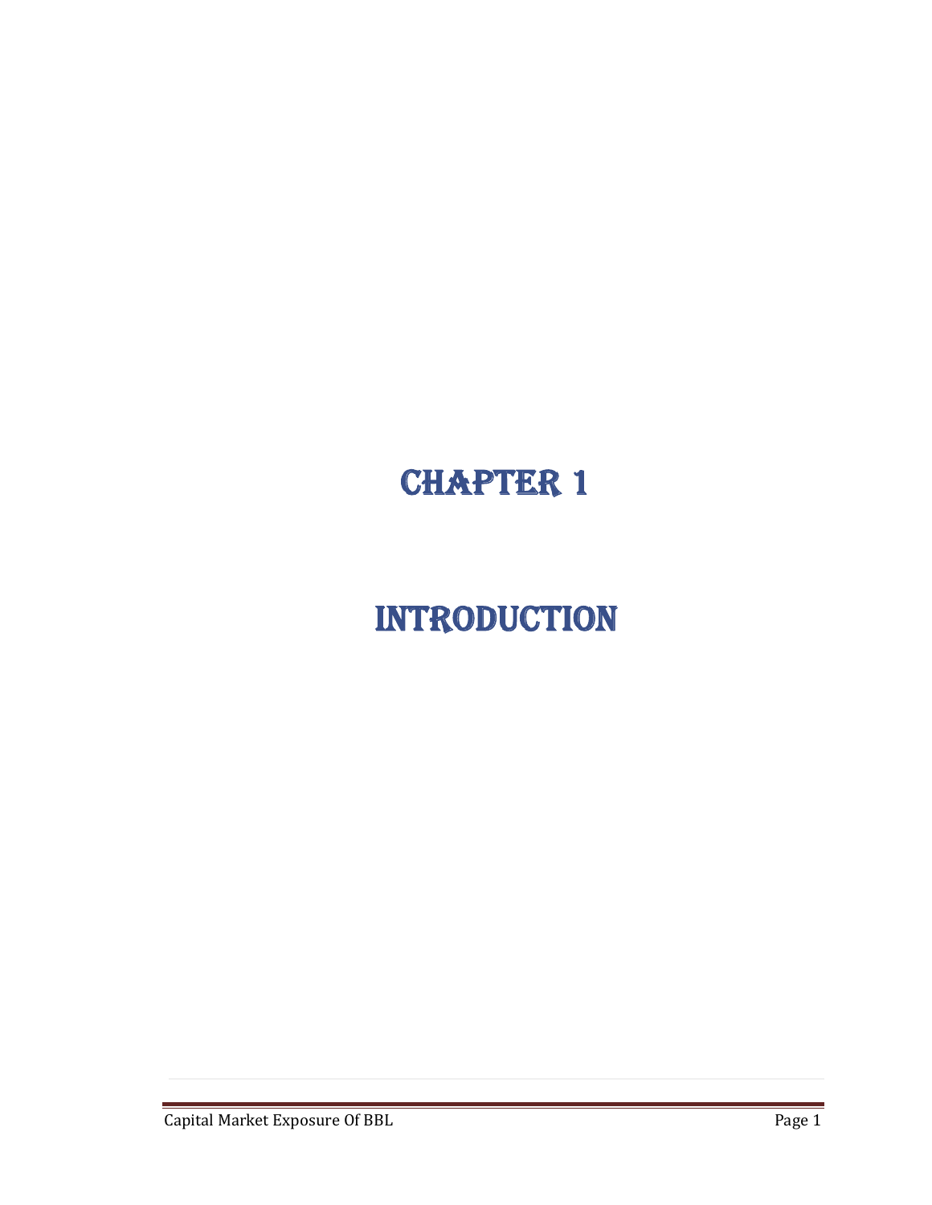# CHAPTER 1

# INTRODUCTION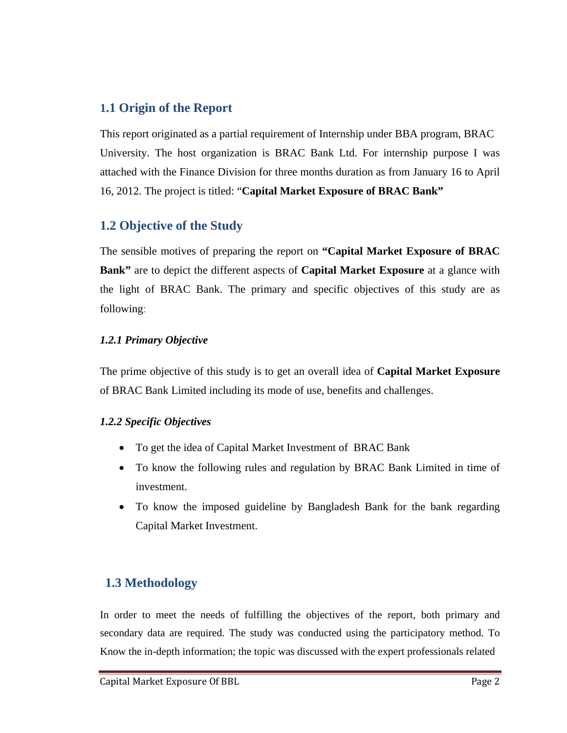## 1.1 Origin of the Report

This report originated as a partial requirement of Internship under BBA program, BRAC University. The host organization is BRAC Bank Ltd. For internship purpose I was attached with the Finance Division for three months duration as from January 16 to April 16, 2012. The project is titled: "**Capital Market Exposure of BRAC Bank"**

## 1.2 Objective of the Study

The sensible motives of preparing the report on **"Capital Market Exposure of BRAC Bank"** are to depict the different aspects of **Capital Market Exposure** at a glance with the light of BRAC Bank. The primary and specific objectives of this study are as following:

### *1.2.1 Primary Objective*

The prime objective of this study is to get an overall idea of **Capital Market Exposure** of BRAC Bank Limited including its mode of use, benefits and challenges.

### *1.2.2 Specific Objectives*

- To get the idea of Capital Market Investment of BRAC Bank
- To know the following rules and regulation by BRAC Bank Limited in time of investment.
- To know the imposed guideline by Bangladesh Bank for the bank regarding Capital Market Investment.

## 1.3 Methodology

In order to meet the needs of fulfilling the objectives of the report, both primary and secondary data are required. The study was conducted using the participatory method. To Know the in-depth information; the topic was discussed with the expert professionals related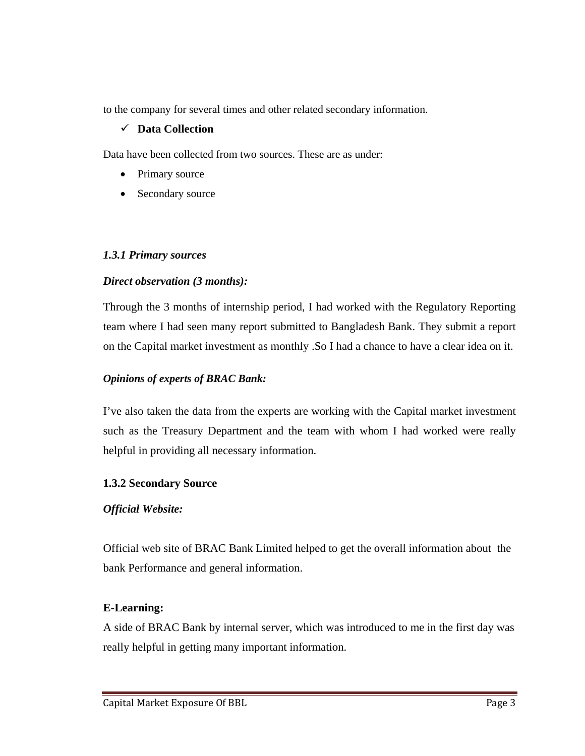to the company for several times and other related secondary information.

- ✓ **Data Collection**

Data have been collected from two sources. These are as under:

- Primary source
- Secondary source

***1.3.1 Primary sources***

***Direct observation (3 months):***

Through the 3 months of internship period, I had worked with the Regulatory Reporting team where I had seen many report submitted to Bangladesh Bank. They submit a report on the Capital market investment as monthly .So I had a chance to have a clear idea on it.

***Opinions of experts of BRAC Bank:***

I've also taken the data from the experts are working with the Capital market investment such as the Treasury Department and the team with whom I had worked were really helpful in providing all necessary information.

**1.3.2 Secondary Source**

***Official Website:***

Official web site of BRAC Bank Limited helped to get the overall information about the bank Performance and general information.

**E-Learning:**

A side of BRAC Bank by internal server, which was introduced to me in the first day was really helpful in getting many important information.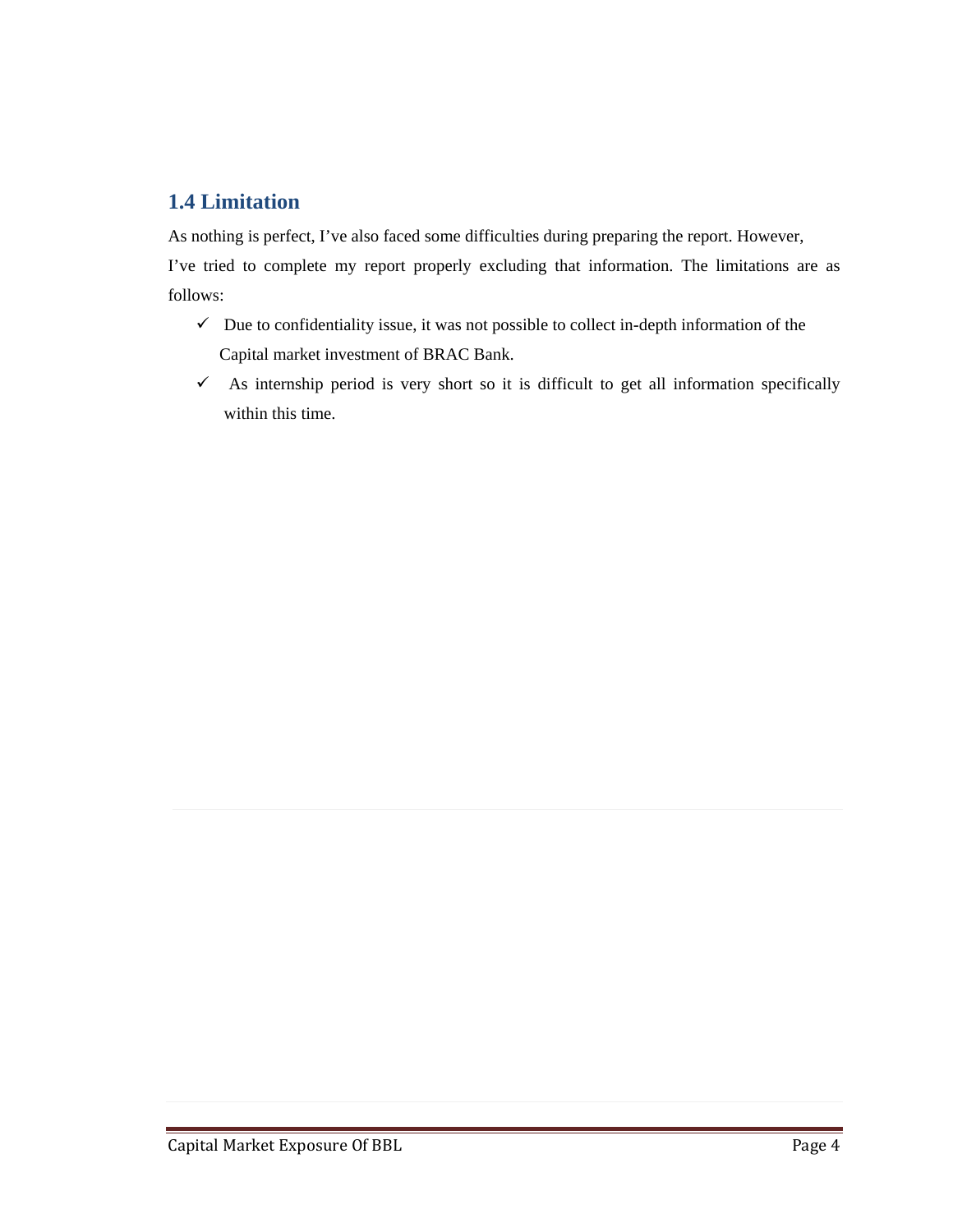## 1.4 Limitation

As nothing is perfect, I've also faced some difficulties during preparing the report. However, I've tried to complete my report properly excluding that information. The limitations are as follows:

- ✓ Due to confidentiality issue, it was not possible to collect in-depth information of the Capital market investment of BRAC Bank.
- ✓ As internship period is very short so it is difficult to get all information specifically within this time.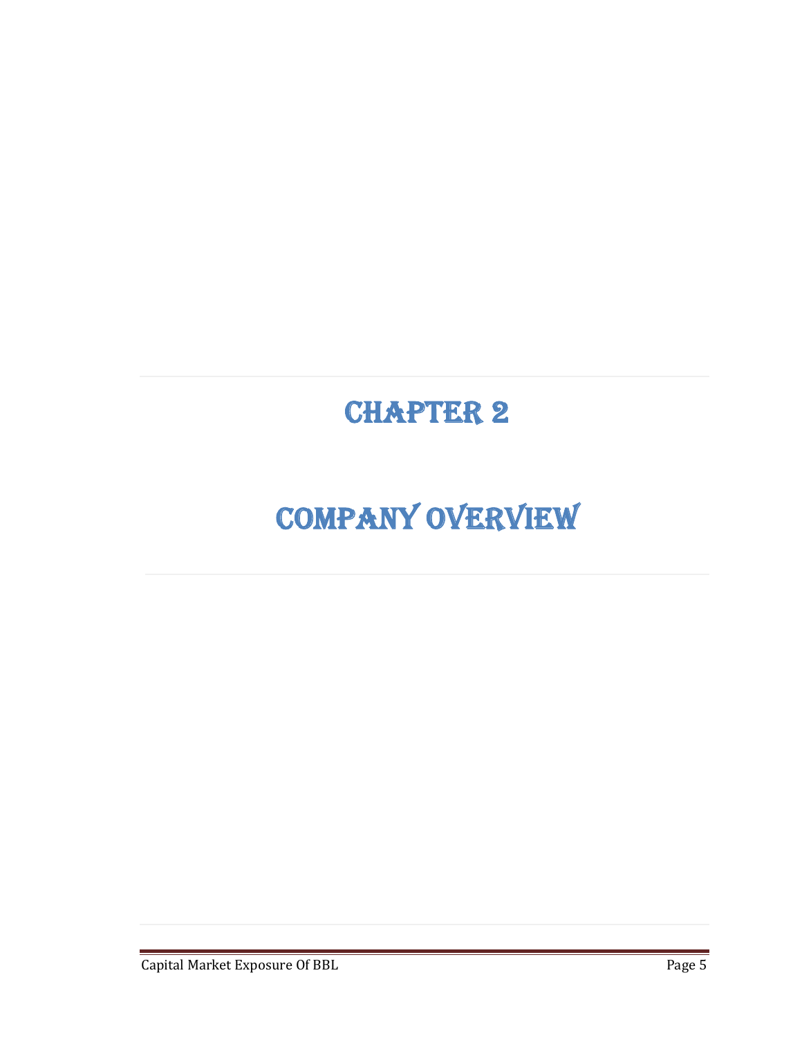# CHAPTER 2

# COMPANY OVERVIEW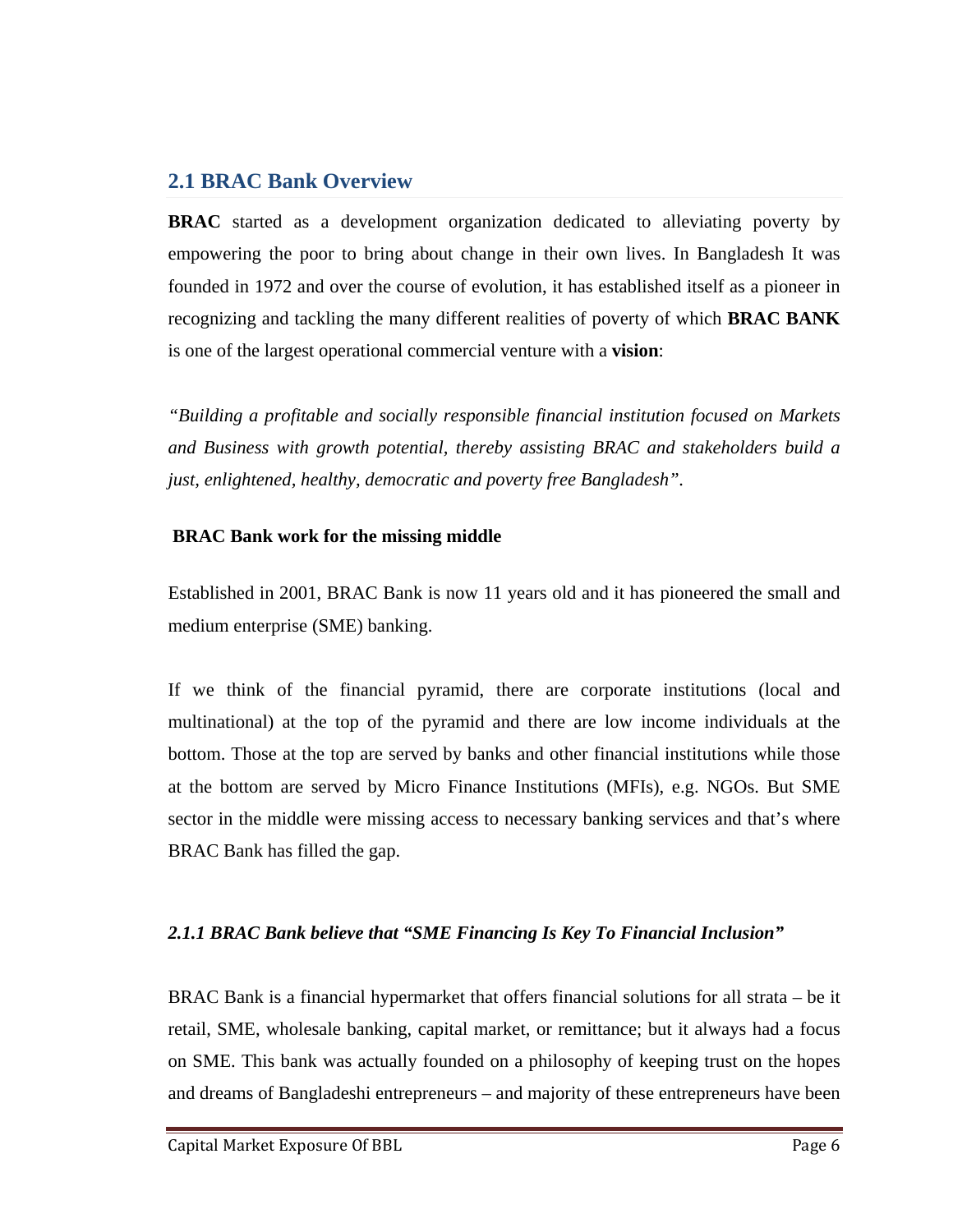## 2.1 BRAC Bank Overview

**BRAC** started as a development organization dedicated to alleviating poverty by empowering the poor to bring about change in their own lives. In Bangladesh It was founded in 1972 and over the course of evolution, it has established itself as a pioneer in recognizing and tackling the many different realities of poverty of which **BRAC BANK** is one of the largest operational commercial venture with a **vision**:

*"Building a profitable and socially responsible financial institution focused on Markets and Business with growth potential, thereby assisting BRAC and stakeholders build a just, enlightened, healthy, democratic and poverty free Bangladesh".*

**BRAC Bank work for the missing middle**

Established in 2001, BRAC Bank is now 11 years old and it has pioneered the small and medium enterprise (SME) banking.

If we think of the financial pyramid, there are corporate institutions (local and multinational) at the top of the pyramid and there are low income individuals at the bottom. Those at the top are served by banks and other financial institutions while those at the bottom are served by Micro Finance Institutions (MFIs), e.g. NGOs. But SME sector in the middle were missing access to necessary banking services and that's where BRAC Bank has filled the gap.

### *2.1.1 BRAC Bank believe that "SME Financing Is Key To Financial Inclusion"*

BRAC Bank is a financial hypermarket that offers financial solutions for all strata – be it retail, SME, wholesale banking, capital market, or remittance; but it always had a focus on SME. This bank was actually founded on a philosophy of keeping trust on the hopes and dreams of Bangladeshi entrepreneurs – and majority of these entrepreneurs have been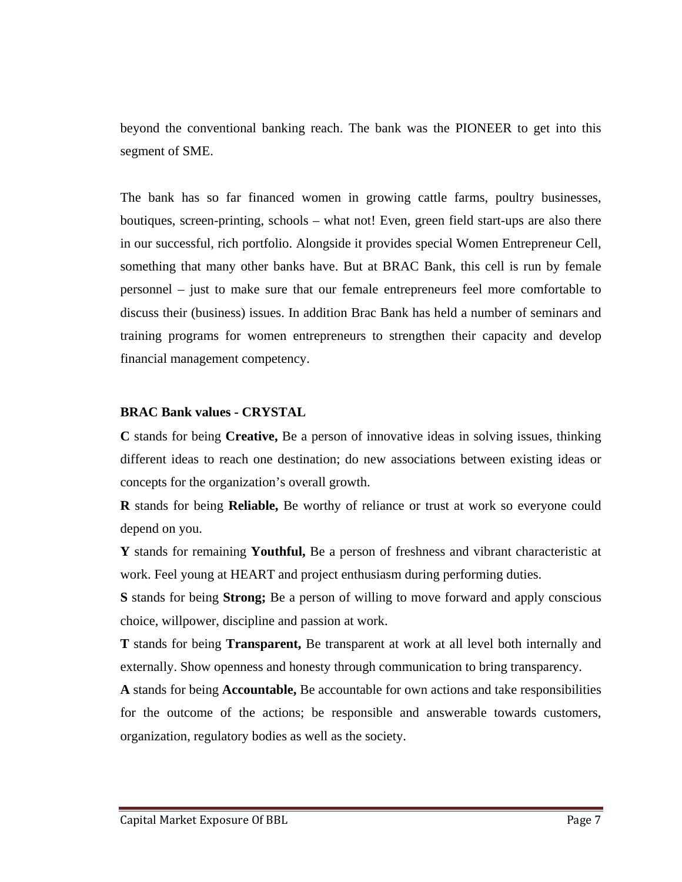beyond the conventional banking reach. The bank was the PIONEER to get into this segment of SME.

The bank has so far financed women in growing cattle farms, poultry businesses, boutiques, screen-printing, schools – what not! Even, green field start-ups are also there in our successful, rich portfolio. Alongside it provides special Women Entrepreneur Cell, something that many other banks have. But at BRAC Bank, this cell is run by female personnel – just to make sure that our female entrepreneurs feel more comfortable to discuss their (business) issues. In addition Brac Bank has held a number of seminars and training programs for women entrepreneurs to strengthen their capacity and develop financial management competency.

**BRAC Bank values - CRYSTAL**

**C** stands for being **Creative,** Be a person of innovative ideas in solving issues, thinking different ideas to reach one destination; do new associations between existing ideas or concepts for the organization's overall growth.

**R** stands for being **Reliable,** Be worthy of reliance or trust at work so everyone could depend on you.

**Y** stands for remaining **Youthful,** Be a person of freshness and vibrant characteristic at work. Feel young at HEART and project enthusiasm during performing duties.

**S** stands for being **Strong;** Be a person of willing to move forward and apply conscious choice, willpower, discipline and passion at work.

**T** stands for being **Transparent,** Be transparent at work at all level both internally and externally. Show openness and honesty through communication to bring transparency.

**A** stands for being **Accountable,** Be accountable for own actions and take responsibilities for the outcome of the actions; be responsible and answerable towards customers, organization, regulatory bodies as well as the society.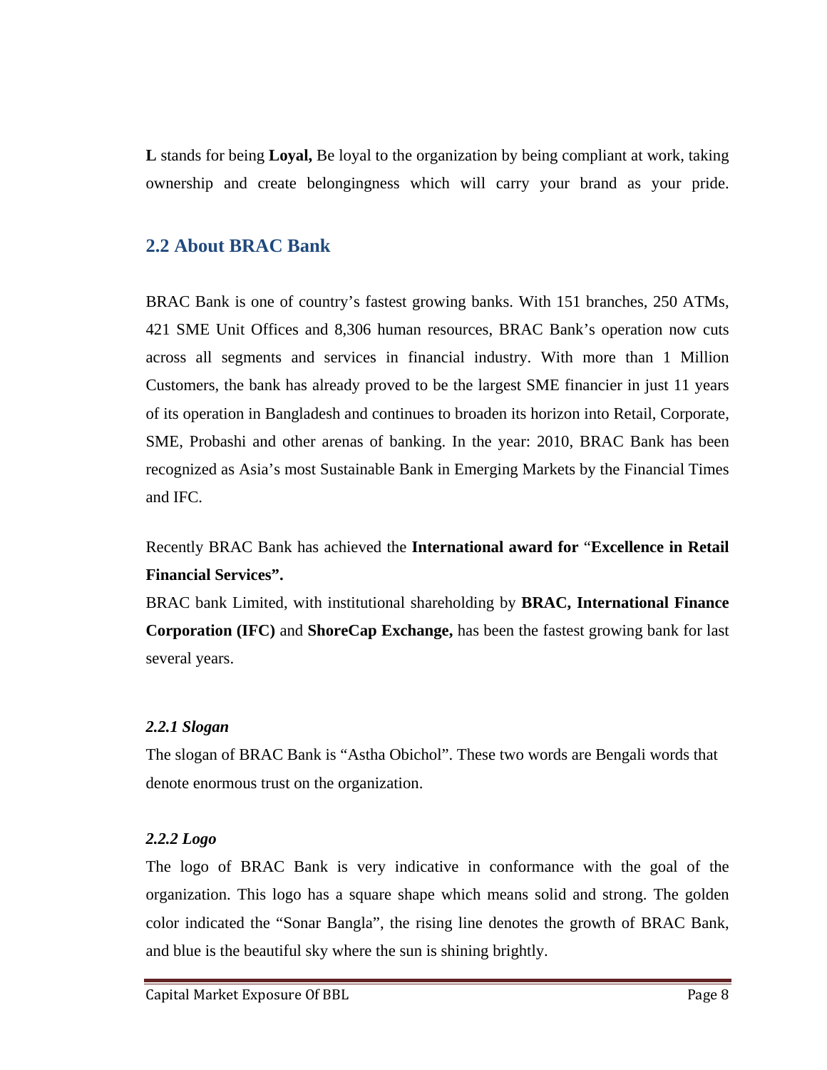**L** stands for being **Loyal,** Be loyal to the organization by being compliant at work, taking ownership and create belongingness which will carry your brand as your pride.

## 2.2 About BRAC Bank

BRAC Bank is one of country's fastest growing banks. With 151 branches, 250 ATMs, 421 SME Unit Offices and 8,306 human resources, BRAC Bank's operation now cuts across all segments and services in financial industry. With more than 1 Million Customers, the bank has already proved to be the largest SME financier in just 11 years of its operation in Bangladesh and continues to broaden its horizon into Retail, Corporate, SME, Probashi and other arenas of banking. In the year: 2010, BRAC Bank has been recognized as Asia's most Sustainable Bank in Emerging Markets by the Financial Times and IFC.

Recently BRAC Bank has achieved the **International award for** "**Excellence in Retail Financial Services".**

BRAC bank Limited, with institutional shareholding by **BRAC, International Finance Corporation (IFC)** and **ShoreCap Exchange,** has been the fastest growing bank for last several years.

### *2.2.1 Slogan*

The slogan of BRAC Bank is "Astha Obichol". These two words are Bengali words that denote enormous trust on the organization.

### *2.2.2 Logo*

The logo of BRAC Bank is very indicative in conformance with the goal of the organization. This logo has a square shape which means solid and strong. The golden color indicated the "Sonar Bangla", the rising line denotes the growth of BRAC Bank, and blue is the beautiful sky where the sun is shining brightly.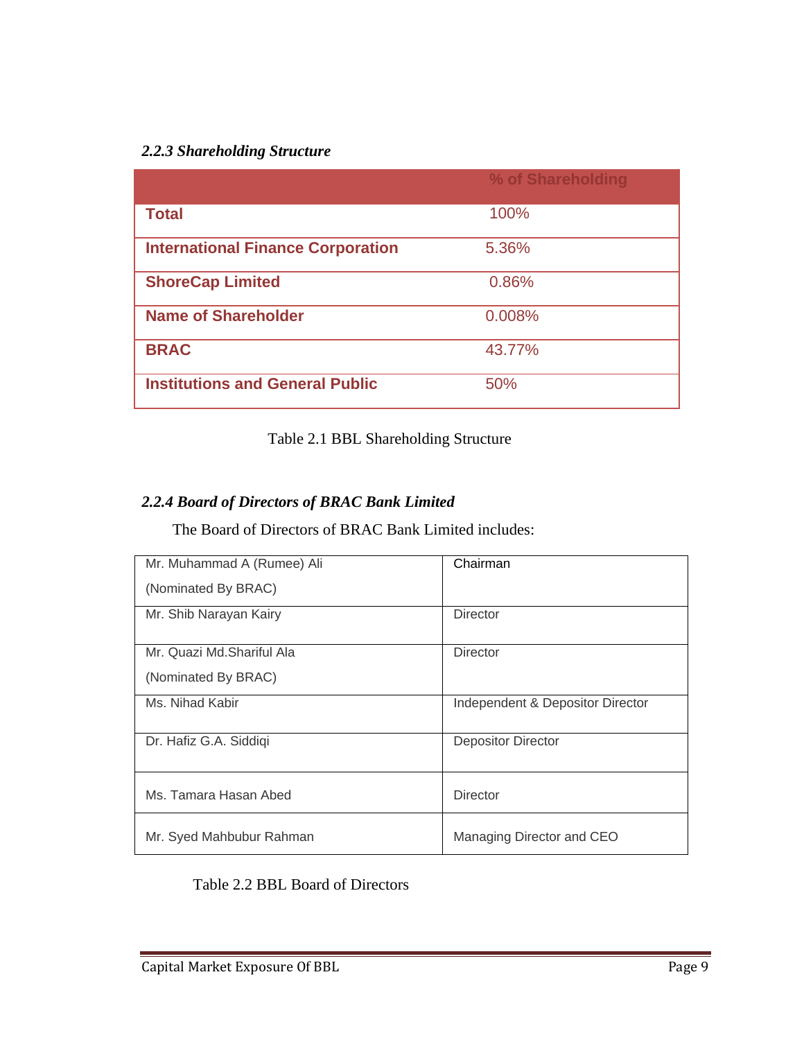### *2.2.3 Shareholding Structure*

| | % of Shareholding |
|---|---|
| **Total** | 100% |
| **International Finance Corporation** | 5.36% |
| **ShoreCap Limited** | 0.86% |
| **Name of Shareholder** | 0.008% |
| **BRAC** | 43.77% |
| **Institutions and General Public** | 50% |

Table 2.1 BBL Shareholding Structure

### *2.2.4 Board of Directors of BRAC Bank Limited*

The Board of Directors of BRAC Bank Limited includes:

| | |
|---|---|
| Mr. Muhammad A (Rumee) Ali (Nominated By BRAC) | Chairman |
| Mr. Shib Narayan Kairy | Director |
| Mr. Quazi Md.Shariful Ala (Nominated By BRAC) | Director |
| Ms. Nihad Kabir | Independent & Depositor Director |
| Dr. Hafiz G.A. Siddiqi | Depositor Director |
| Ms. Tamara Hasan Abed | Director |
| Mr. Syed Mahbubur Rahman | Managing Director and CEO |

Table 2.2 BBL Board of Directors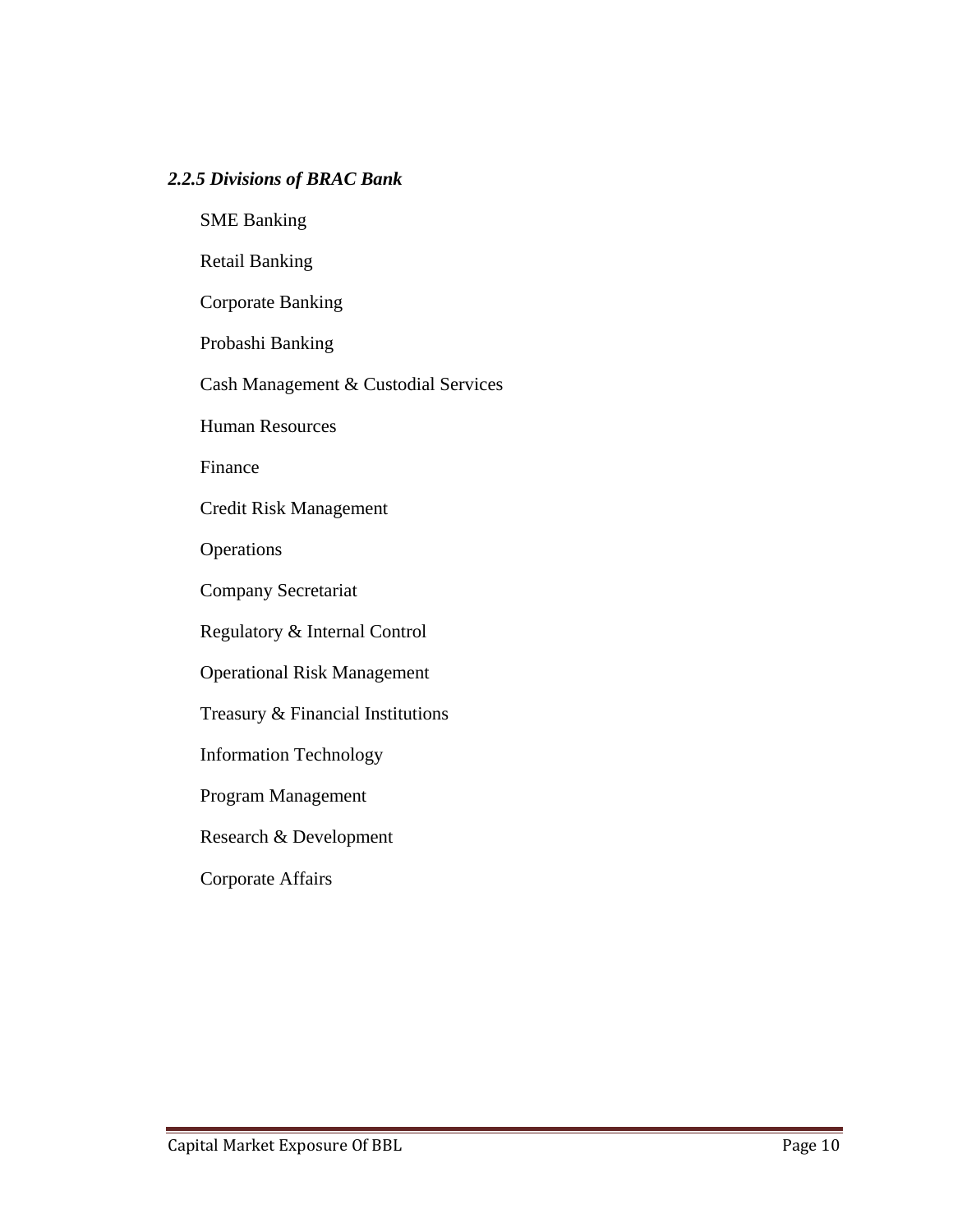### *2.2.5 Divisions of BRAC Bank*

SME Banking

Retail Banking

Corporate Banking

Probashi Banking

Cash Management & Custodial Services

Human Resources

Finance

Credit Risk Management

Operations

Company Secretariat

Regulatory & Internal Control

Operational Risk Management

Treasury & Financial Institutions

Information Technology

Program Management

Research & Development

Corporate Affairs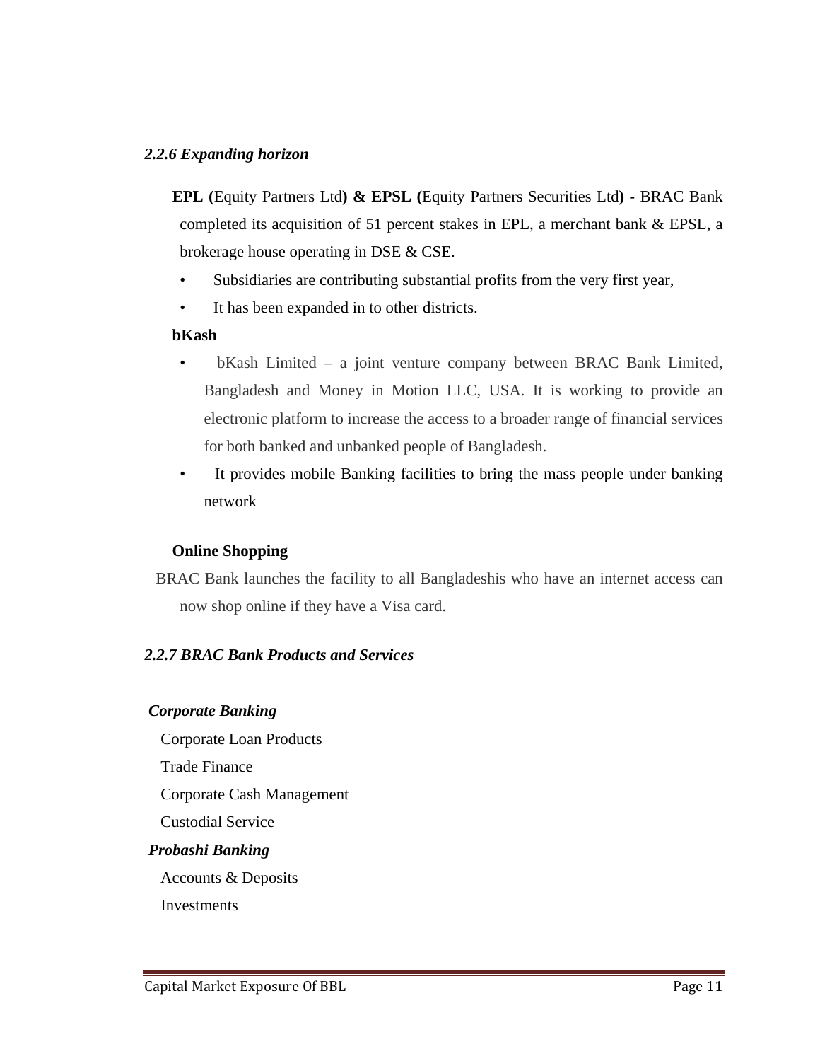### *2.2.6 Expanding horizon*

**EPL (**Equity Partners Ltd**) & EPSL (**Equity Partners Securities Ltd**) -** BRAC Bank completed its acquisition of 51 percent stakes in EPL, a merchant bank & EPSL, a brokerage house operating in DSE & CSE.

- Subsidiaries are contributing substantial profits from the very first year,
- It has been expanded in to other districts.

**bKash**

- bKash Limited – a joint venture company between BRAC Bank Limited, Bangladesh and Money in Motion LLC, USA. It is working to provide an electronic platform to increase the access to a broader range of financial services for both banked and unbanked people of Bangladesh.
- It provides mobile Banking facilities to bring the mass people under banking network

**Online Shopping**

BRAC Bank launches the facility to all Bangladeshis who have an internet access can now shop online if they have a Visa card.

### *2.2.7 BRAC Bank Products and Services*

***Corporate Banking***

Corporate Loan Products

Trade Finance

Corporate Cash Management

Custodial Service

***Probashi Banking***

Accounts & Deposits

Investments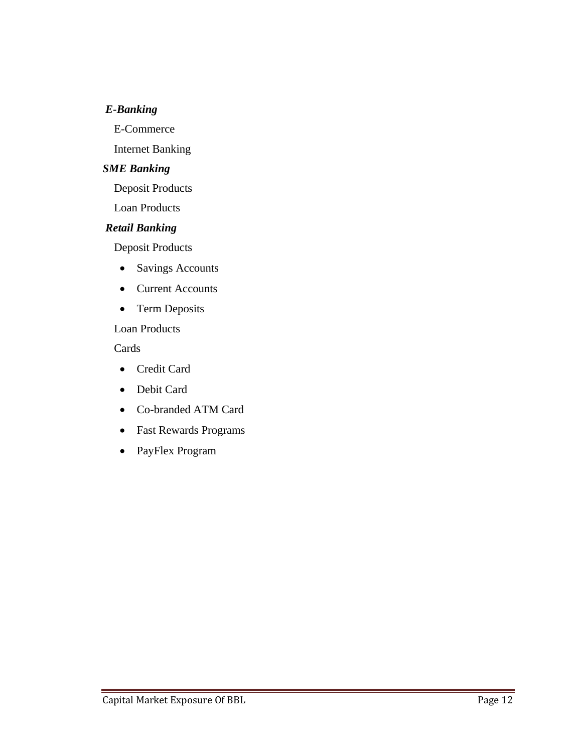***E-Banking***

E-Commerce

Internet Banking

***SME Banking***

Deposit Products

Loan Products

***Retail Banking***

Deposit Products

- Savings Accounts
- Current Accounts
- Term Deposits

Loan Products

Cards

- Credit Card
- Debit Card
- Co-branded ATM Card
- Fast Rewards Programs
- PayFlex Program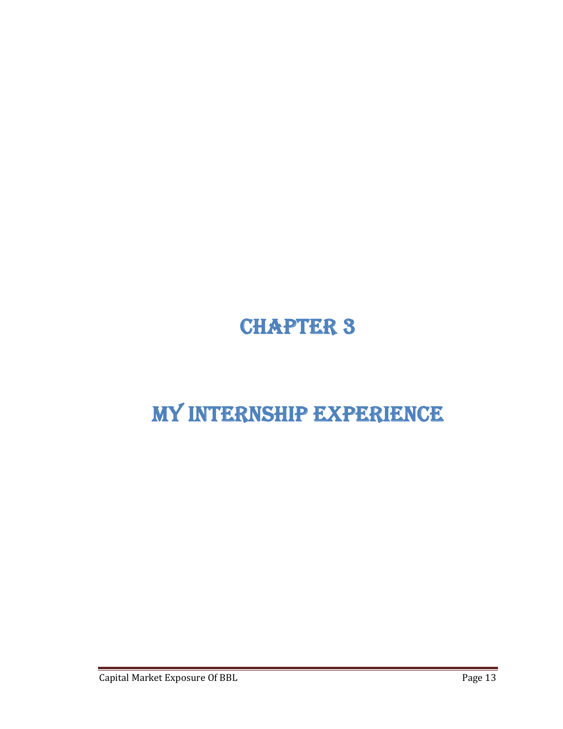# CHAPTER 3

# MY INTERNSHIP EXPERIENCE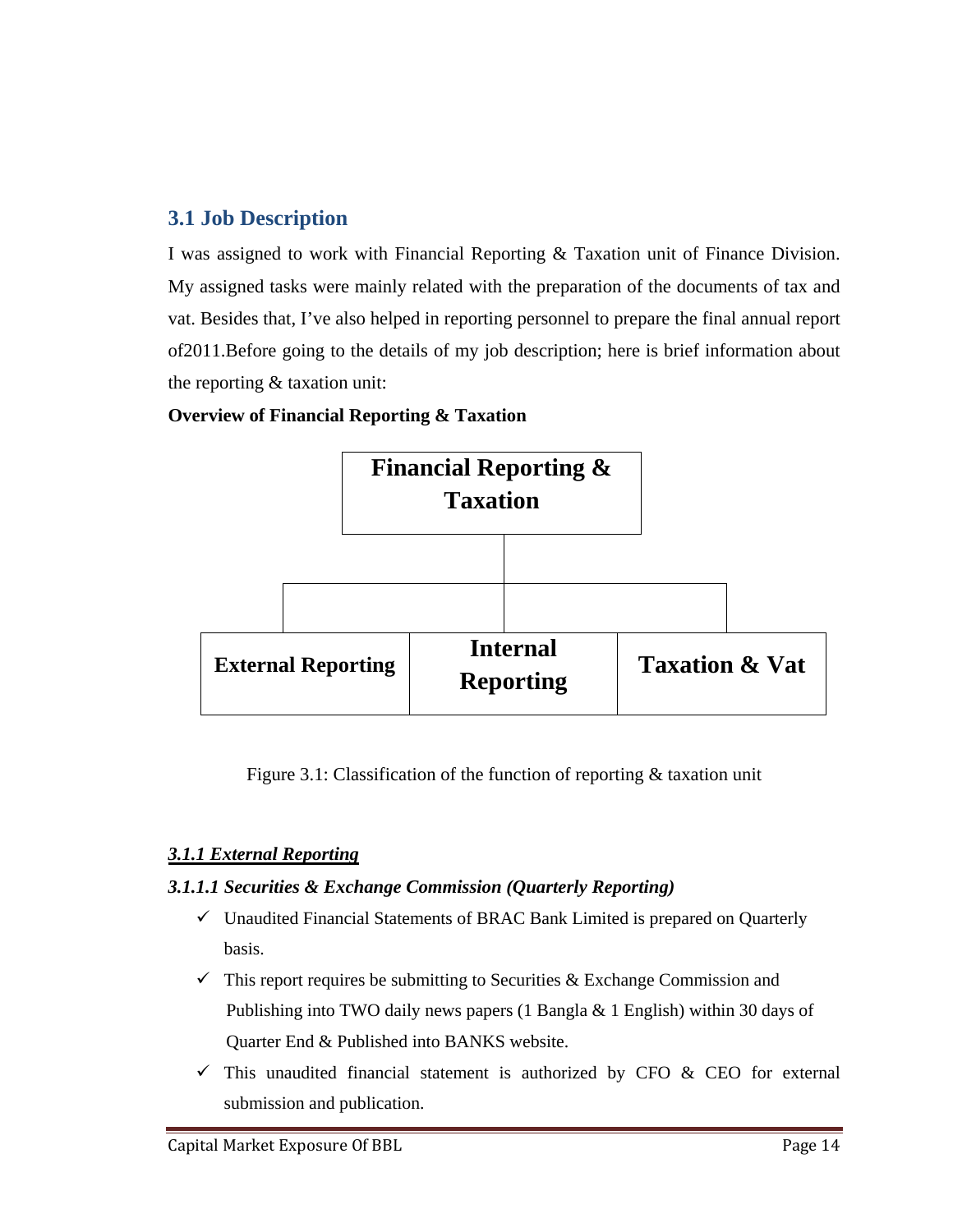## 3.1 Job Description

I was assigned to work with Financial Reporting & Taxation unit of Finance Division. My assigned tasks were mainly related with the preparation of the documents of tax and vat. Besides that, I've also helped in reporting personnel to prepare the final annual report of2011.Before going to the details of my job description; here is brief information about the reporting & taxation unit:

**Overview of Financial Reporting & Taxation**

**Financial Reporting & Taxation**

- **External Reporting**
- **Internal Reporting**
- **Taxation & Vat**

Figure 3.1: Classification of the function of reporting & taxation unit

### ***3.1.1 External Reporting***

#### ***3.1.1.1 Securities & Exchange Commission (Quarterly Reporting)***

- ✓ Unaudited Financial Statements of BRAC Bank Limited is prepared on Quarterly basis.
- ✓ This report requires be submitting to Securities & Exchange Commission and Publishing into TWO daily news papers (1 Bangla & 1 English) within 30 days of Quarter End & Published into BANKS website.
- ✓ This unaudited financial statement is authorized by CFO & CEO for external submission and publication.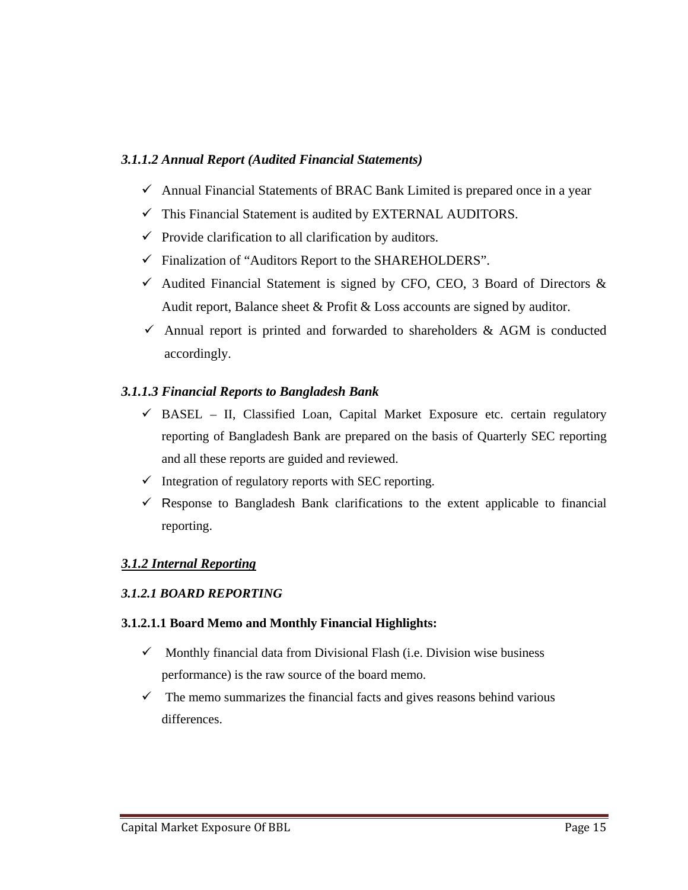### *3.1.1.2 Annual Report (Audited Financial Statements)*

- ✓ Annual Financial Statements of BRAC Bank Limited is prepared once in a year
- ✓ This Financial Statement is audited by EXTERNAL AUDITORS.
- ✓ Provide clarification to all clarification by auditors.
- ✓ Finalization of "Auditors Report to the SHAREHOLDERS".
- ✓ Audited Financial Statement is signed by CFO, CEO, 3 Board of Directors & Audit report, Balance sheet & Profit & Loss accounts are signed by auditor.
- ✓ Annual report is printed and forwarded to shareholders & AGM is conducted accordingly.

### *3.1.1.3 Financial Reports to Bangladesh Bank*

- ✓ BASEL – II, Classified Loan, Capital Market Exposure etc. certain regulatory reporting of Bangladesh Bank are prepared on the basis of Quarterly SEC reporting and all these reports are guided and reviewed.
- ✓ Integration of regulatory reports with SEC reporting.
- ✓ Response to Bangladesh Bank clarifications to the extent applicable to financial reporting.

## *3.1.2 Internal Reporting*

### *3.1.2.1 BOARD REPORTING*

#### **3.1.2.1.1 Board Memo and Monthly Financial Highlights:**

- ✓ Monthly financial data from Divisional Flash (i.e. Division wise business performance) is the raw source of the board memo.
- ✓ The memo summarizes the financial facts and gives reasons behind various differences.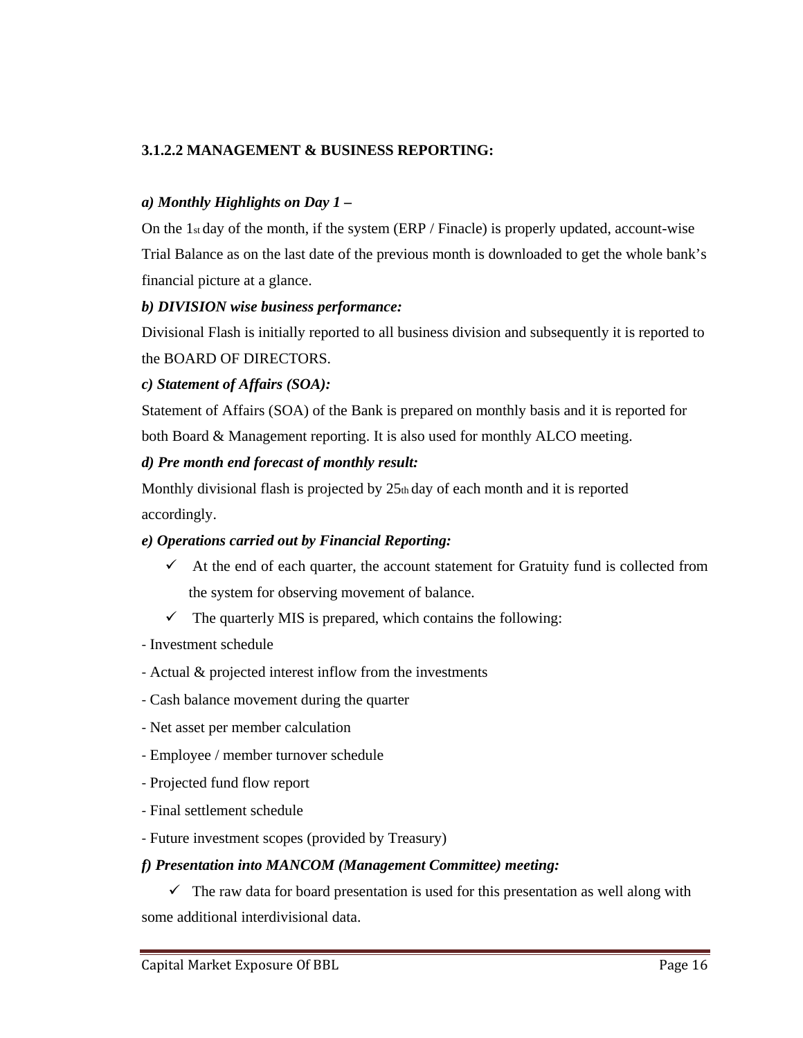### 3.1.2.2 MANAGEMENT & BUSINESS REPORTING:

***a) Monthly Highlights on Day 1 –***

On the 1st day of the month, if the system (ERP / Finacle) is properly updated, account-wise Trial Balance as on the last date of the previous month is downloaded to get the whole bank's financial picture at a glance.

***b) DIVISION wise business performance:***

Divisional Flash is initially reported to all business division and subsequently it is reported to the BOARD OF DIRECTORS.

***c) Statement of Affairs (SOA):***

Statement of Affairs (SOA) of the Bank is prepared on monthly basis and it is reported for both Board & Management reporting. It is also used for monthly ALCO meeting.

***d) Pre month end forecast of monthly result:***

Monthly divisional flash is projected by 25th day of each month and it is reported accordingly.

***e) Operations carried out by Financial Reporting:***

- ✓ At the end of each quarter, the account statement for Gratuity fund is collected from the system for observing movement of balance.
- ✓ The quarterly MIS is prepared, which contains the following:

- Investment schedule
- Actual & projected interest inflow from the investments
- Cash balance movement during the quarter
- Net asset per member calculation
- Employee / member turnover schedule
- Projected fund flow report
- Final settlement schedule
- Future investment scopes (provided by Treasury)

***f) Presentation into MANCOM (Management Committee) meeting:***

- ✓ The raw data for board presentation is used for this presentation as well along with some additional interdivisional data.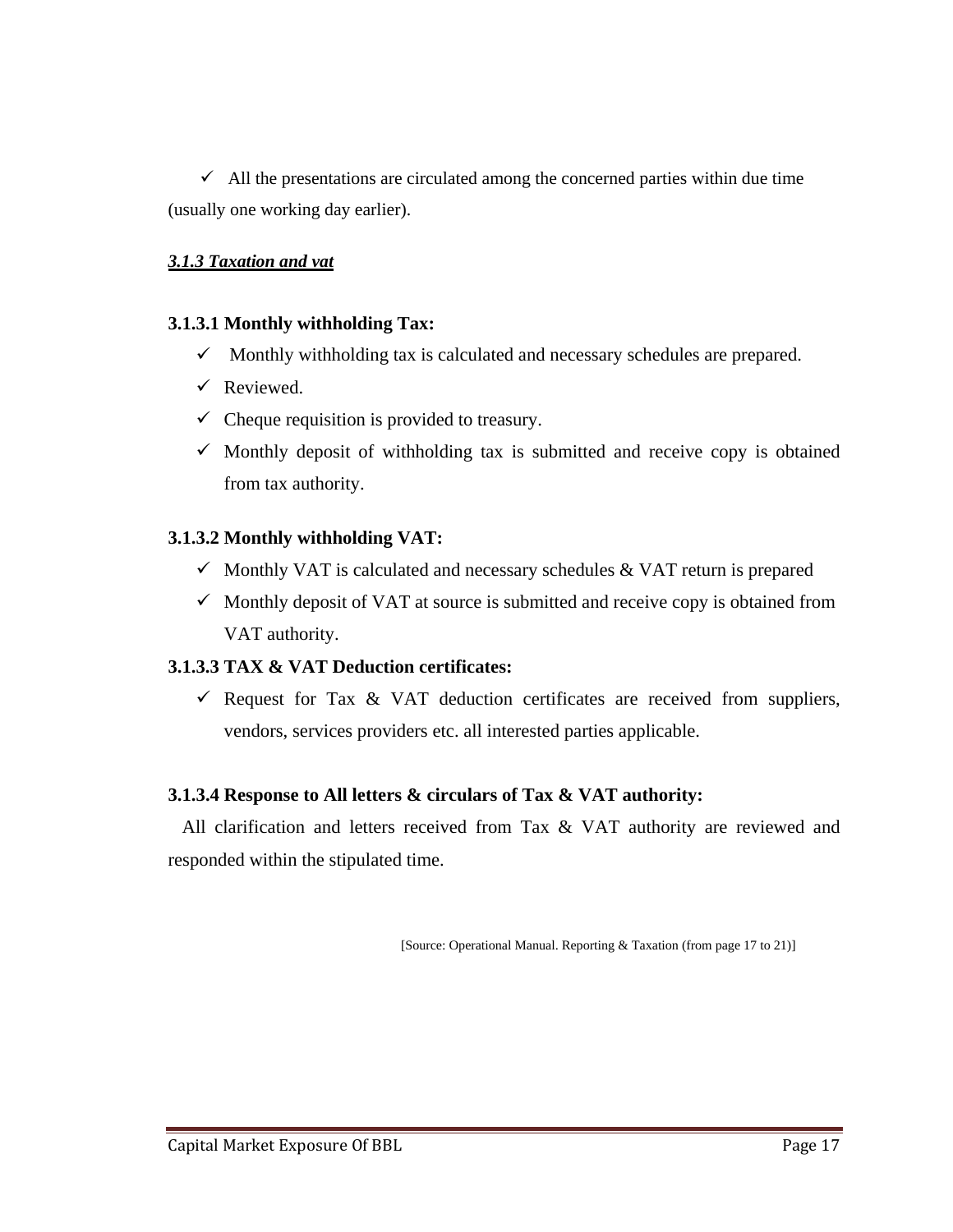- ✓ All the presentations are circulated among the concerned parties within due time (usually one working day earlier).

***3.1.3 Taxation and vat***

**3.1.3.1 Monthly withholding Tax:**

- ✓ Monthly withholding tax is calculated and necessary schedules are prepared.
- ✓ Reviewed.
- ✓ Cheque requisition is provided to treasury.
- ✓ Monthly deposit of withholding tax is submitted and receive copy is obtained from tax authority.

**3.1.3.2 Monthly withholding VAT:**

- ✓ Monthly VAT is calculated and necessary schedules & VAT return is prepared
- ✓ Monthly deposit of VAT at source is submitted and receive copy is obtained from VAT authority.

**3.1.3.3 TAX & VAT Deduction certificates:**

- ✓ Request for Tax & VAT deduction certificates are received from suppliers, vendors, services providers etc. all interested parties applicable.

**3.1.3.4 Response to All letters & circulars of Tax & VAT authority:**

All clarification and letters received from Tax & VAT authority are reviewed and responded within the stipulated time.

[Source: Operational Manual. Reporting & Taxation (from page 17 to 21)]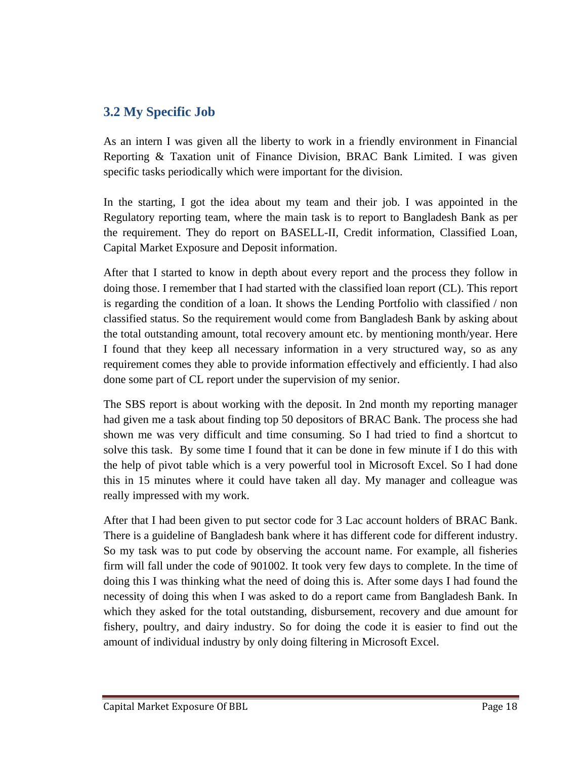## 3.2 My Specific Job

As an intern I was given all the liberty to work in a friendly environment in Financial Reporting & Taxation unit of Finance Division, BRAC Bank Limited. I was given specific tasks periodically which were important for the division.

In the starting, I got the idea about my team and their job. I was appointed in the Regulatory reporting team, where the main task is to report to Bangladesh Bank as per the requirement. They do report on BASELL-II, Credit information, Classified Loan, Capital Market Exposure and Deposit information.

After that I started to know in depth about every report and the process they follow in doing those. I remember that I had started with the classified loan report (CL). This report is regarding the condition of a loan. It shows the Lending Portfolio with classified / non classified status. So the requirement would come from Bangladesh Bank by asking about the total outstanding amount, total recovery amount etc. by mentioning month/year. Here I found that they keep all necessary information in a very structured way, so as any requirement comes they able to provide information effectively and efficiently. I had also done some part of CL report under the supervision of my senior.

The SBS report is about working with the deposit. In 2nd month my reporting manager had given me a task about finding top 50 depositors of BRAC Bank. The process she had shown me was very difficult and time consuming. So I had tried to find a shortcut to solve this task. By some time I found that it can be done in few minute if I do this with the help of pivot table which is a very powerful tool in Microsoft Excel. So I had done this in 15 minutes where it could have taken all day. My manager and colleague was really impressed with my work.

After that I had been given to put sector code for 3 Lac account holders of BRAC Bank. There is a guideline of Bangladesh bank where it has different code for different industry. So my task was to put code by observing the account name. For example, all fisheries firm will fall under the code of 901002. It took very few days to complete. In the time of doing this I was thinking what the need of doing this is. After some days I had found the necessity of doing this when I was asked to do a report came from Bangladesh Bank. In which they asked for the total outstanding, disbursement, recovery and due amount for fishery, poultry, and dairy industry. So for doing the code it is easier to find out the amount of individual industry by only doing filtering in Microsoft Excel.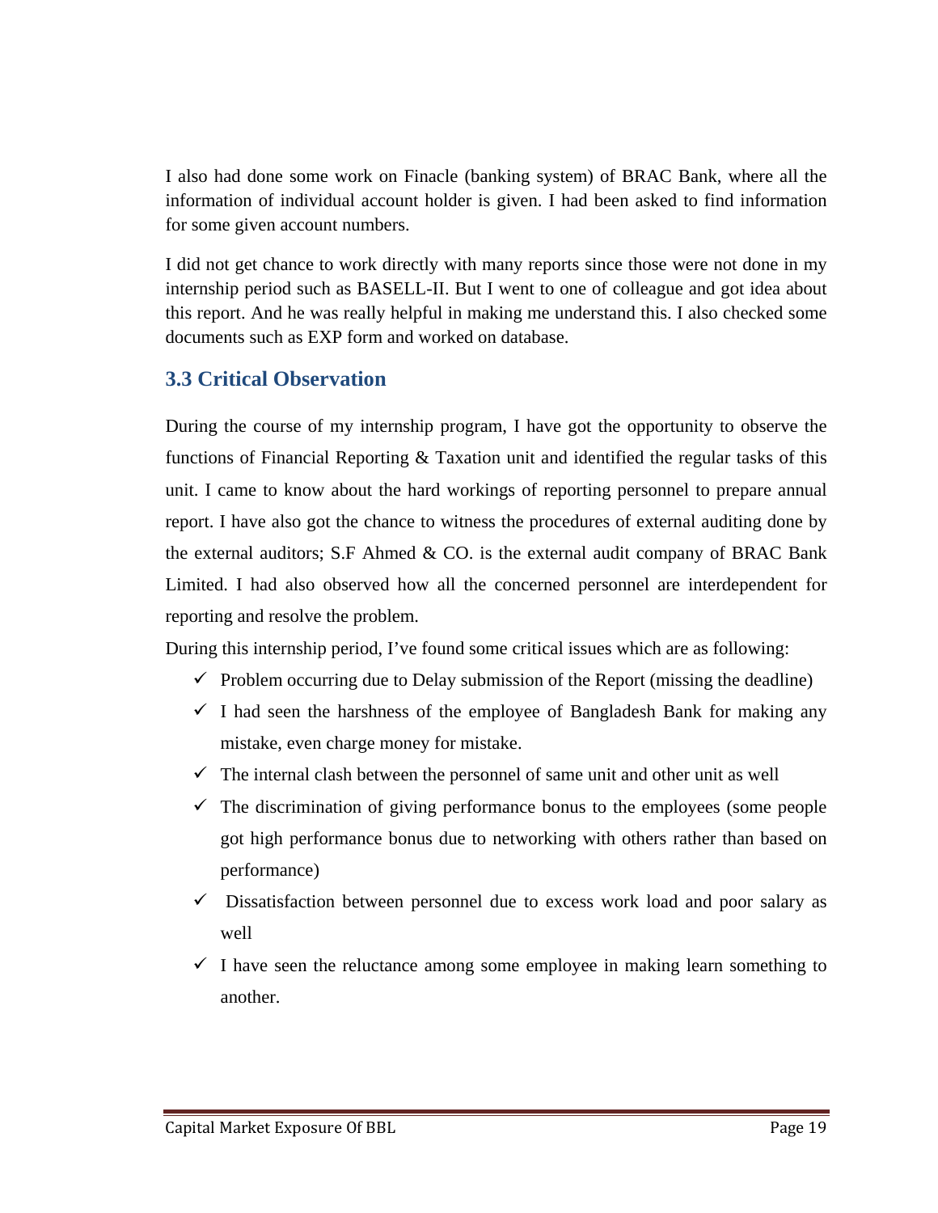I also had done some work on Finacle (banking system) of BRAC Bank, where all the information of individual account holder is given. I had been asked to find information for some given account numbers.

I did not get chance to work directly with many reports since those were not done in my internship period such as BASELL-II. But I went to one of colleague and got idea about this report. And he was really helpful in making me understand this. I also checked some documents such as EXP form and worked on database.

### 3.3 Critical Observation

During the course of my internship program, I have got the opportunity to observe the functions of Financial Reporting & Taxation unit and identified the regular tasks of this unit. I came to know about the hard workings of reporting personnel to prepare annual report. I have also got the chance to witness the procedures of external auditing done by the external auditors; S.F Ahmed & CO. is the external audit company of BRAC Bank Limited. I had also observed how all the concerned personnel are interdependent for reporting and resolve the problem.

During this internship period, I've found some critical issues which are as following:

- ✓ Problem occurring due to Delay submission of the Report (missing the deadline)
- ✓ I had seen the harshness of the employee of Bangladesh Bank for making any mistake, even charge money for mistake.
- ✓ The internal clash between the personnel of same unit and other unit as well
- ✓ The discrimination of giving performance bonus to the employees (some people got high performance bonus due to networking with others rather than based on performance)
- ✓ Dissatisfaction between personnel due to excess work load and poor salary as well
- ✓ I have seen the reluctance among some employee in making learn something to another.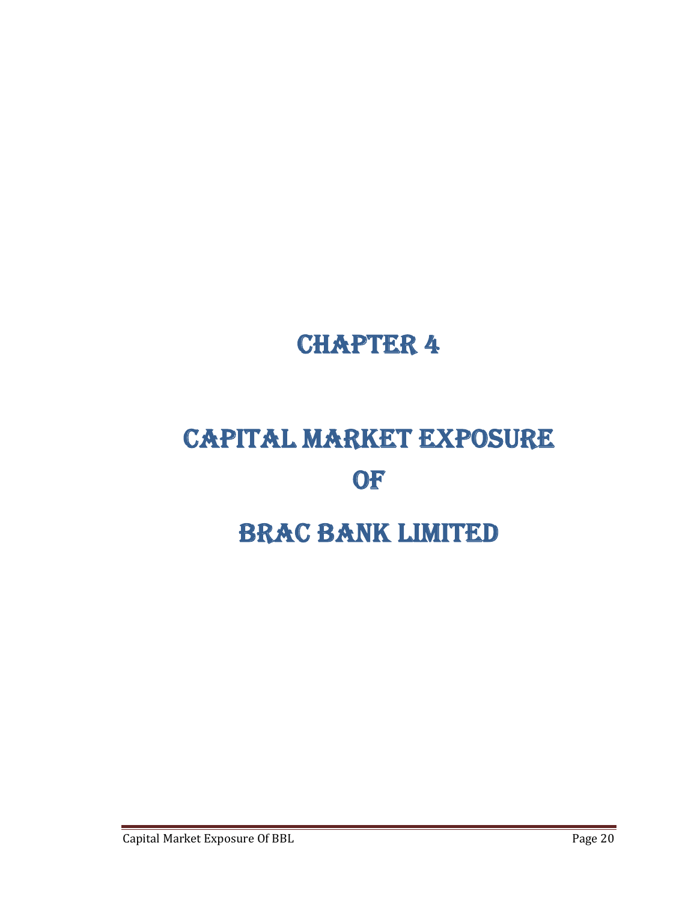# Chapter 4

# Capital Market Exposure of BRAC Bank Limited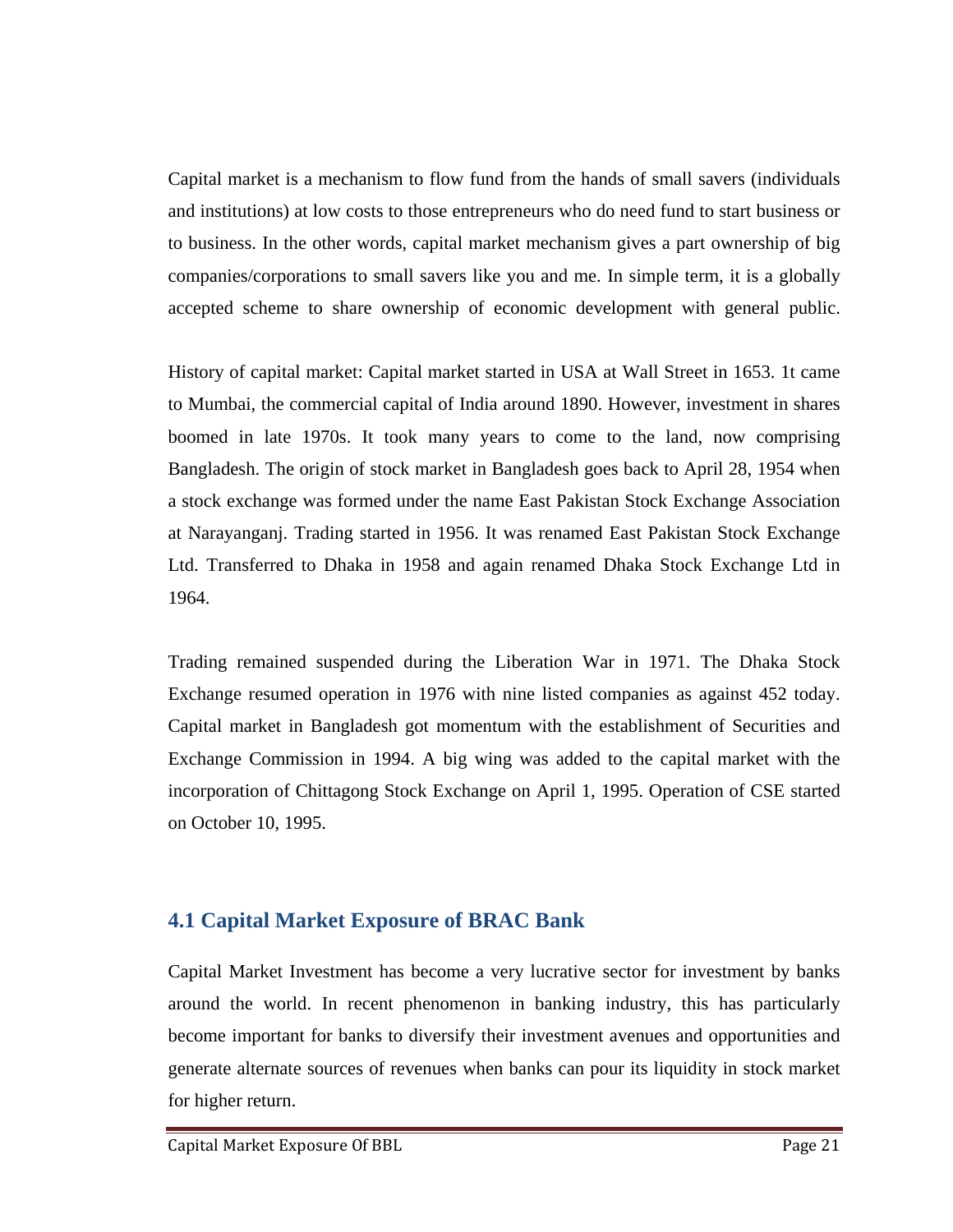Capital market is a mechanism to flow fund from the hands of small savers (individuals and institutions) at low costs to those entrepreneurs who do need fund to start business or to business. In the other words, capital market mechanism gives a part ownership of big companies/corporations to small savers like you and me. In simple term, it is a globally accepted scheme to share ownership of economic development with general public.

History of capital market: Capital market started in USA at Wall Street in 1653. 1t came to Mumbai, the commercial capital of India around 1890. However, investment in shares boomed in late 1970s. It took many years to come to the land, now comprising Bangladesh. The origin of stock market in Bangladesh goes back to April 28, 1954 when a stock exchange was formed under the name East Pakistan Stock Exchange Association at Narayanganj. Trading started in 1956. It was renamed East Pakistan Stock Exchange Ltd. Transferred to Dhaka in 1958 and again renamed Dhaka Stock Exchange Ltd in 1964.

Trading remained suspended during the Liberation War in 1971. The Dhaka Stock Exchange resumed operation in 1976 with nine listed companies as against 452 today. Capital market in Bangladesh got momentum with the establishment of Securities and Exchange Commission in 1994. A big wing was added to the capital market with the incorporation of Chittagong Stock Exchange on April 1, 1995. Operation of CSE started on October 10, 1995.

## 4.1 Capital Market Exposure of BRAC Bank

Capital Market Investment has become a very lucrative sector for investment by banks around the world. In recent phenomenon in banking industry, this has particularly become important for banks to diversify their investment avenues and opportunities and generate alternate sources of revenues when banks can pour its liquidity in stock market for higher return.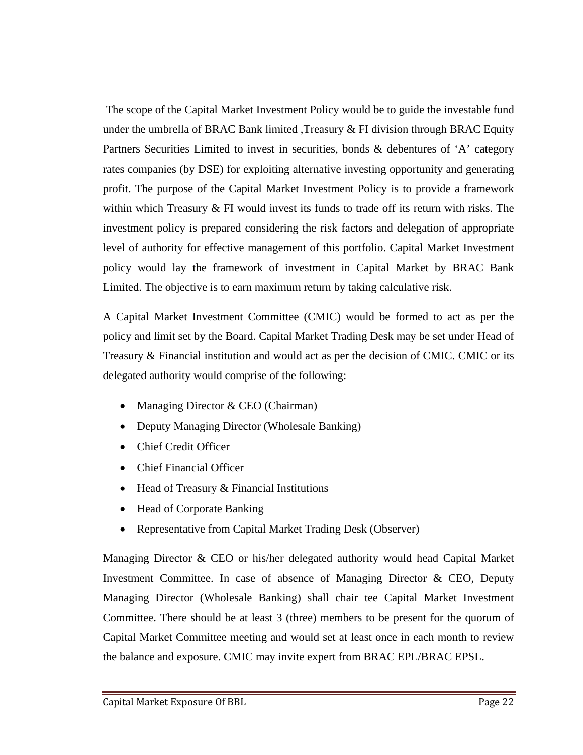The scope of the Capital Market Investment Policy would be to guide the investable fund under the umbrella of BRAC Bank limited ,Treasury & FI division through BRAC Equity Partners Securities Limited to invest in securities, bonds & debentures of 'A' category rates companies (by DSE) for exploiting alternative investing opportunity and generating profit. The purpose of the Capital Market Investment Policy is to provide a framework within which Treasury & FI would invest its funds to trade off its return with risks. The investment policy is prepared considering the risk factors and delegation of appropriate level of authority for effective management of this portfolio. Capital Market Investment policy would lay the framework of investment in Capital Market by BRAC Bank Limited. The objective is to earn maximum return by taking calculative risk.

A Capital Market Investment Committee (CMIC) would be formed to act as per the policy and limit set by the Board. Capital Market Trading Desk may be set under Head of Treasury & Financial institution and would act as per the decision of CMIC. CMIC or its delegated authority would comprise of the following:

- Managing Director & CEO (Chairman)
- Deputy Managing Director (Wholesale Banking)
- Chief Credit Officer
- Chief Financial Officer
- Head of Treasury & Financial Institutions
- Head of Corporate Banking
- Representative from Capital Market Trading Desk (Observer)

Managing Director & CEO or his/her delegated authority would head Capital Market Investment Committee. In case of absence of Managing Director & CEO, Deputy Managing Director (Wholesale Banking) shall chair tee Capital Market Investment Committee. There should be at least 3 (three) members to be present for the quorum of Capital Market Committee meeting and would set at least once in each month to review the balance and exposure. CMIC may invite expert from BRAC EPL/BRAC EPSL.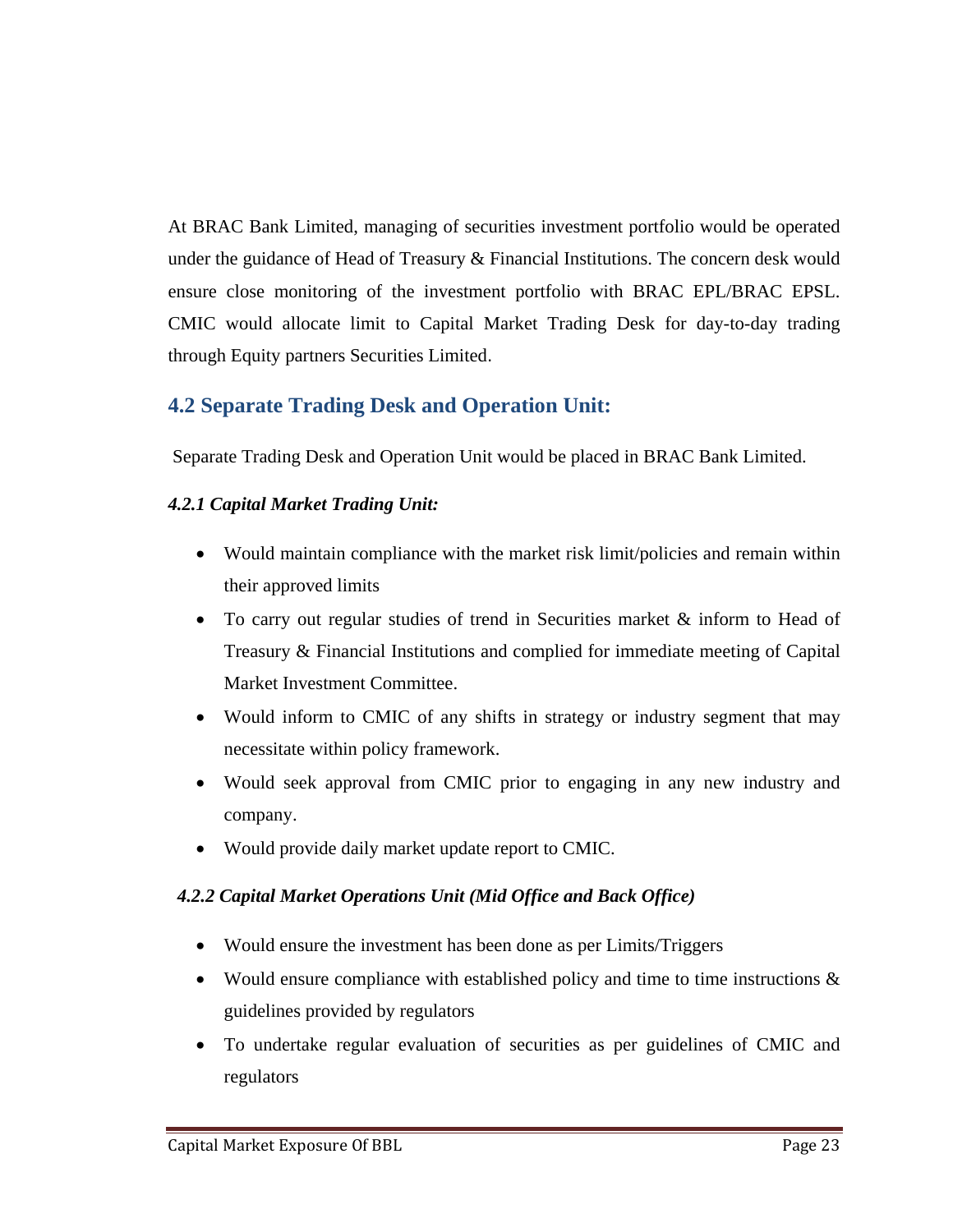At BRAC Bank Limited, managing of securities investment portfolio would be operated under the guidance of Head of Treasury & Financial Institutions. The concern desk would ensure close monitoring of the investment portfolio with BRAC EPL/BRAC EPSL. CMIC would allocate limit to Capital Market Trading Desk for day-to-day trading through Equity partners Securities Limited.

## 4.2 Separate Trading Desk and Operation Unit:

Separate Trading Desk and Operation Unit would be placed in BRAC Bank Limited.

### *4.2.1 Capital Market Trading Unit:*

- Would maintain compliance with the market risk limit/policies and remain within their approved limits
- To carry out regular studies of trend in Securities market & inform to Head of Treasury & Financial Institutions and complied for immediate meeting of Capital Market Investment Committee.
- Would inform to CMIC of any shifts in strategy or industry segment that may necessitate within policy framework.
- Would seek approval from CMIC prior to engaging in any new industry and company.
- Would provide daily market update report to CMIC.

### *4.2.2 Capital Market Operations Unit (Mid Office and Back Office)*

- Would ensure the investment has been done as per Limits/Triggers
- Would ensure compliance with established policy and time to time instructions & guidelines provided by regulators
- To undertake regular evaluation of securities as per guidelines of CMIC and regulators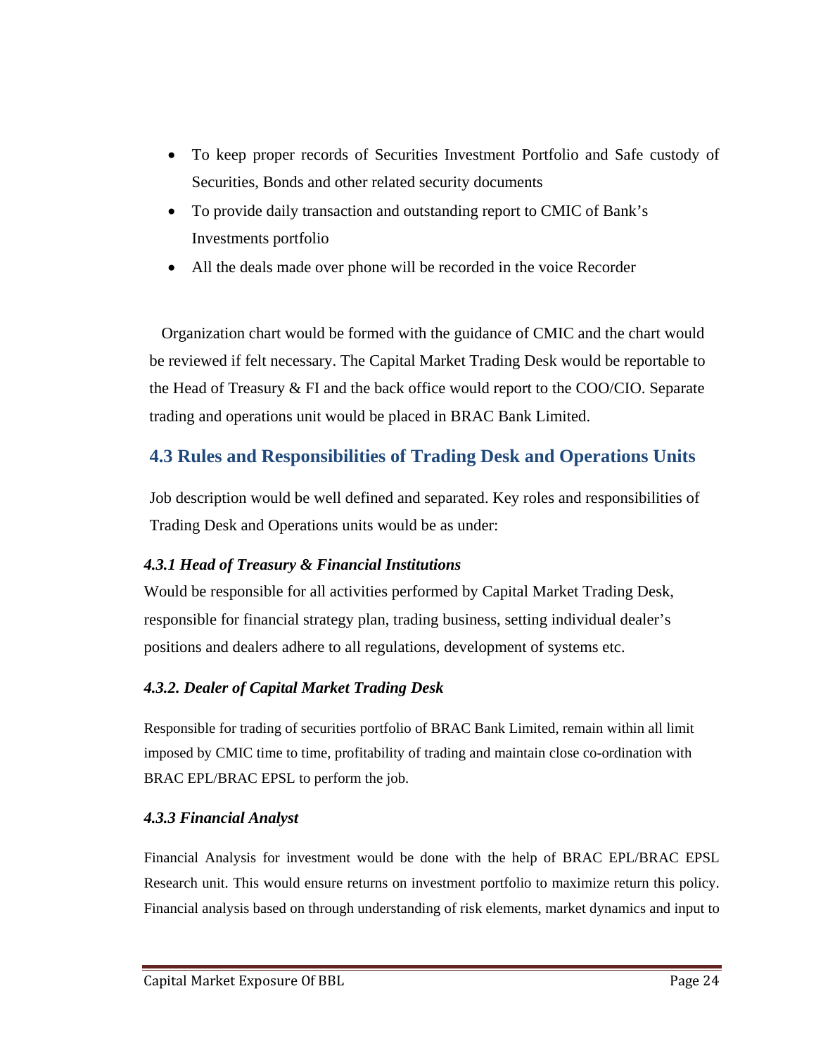- To keep proper records of Securities Investment Portfolio and Safe custody of Securities, Bonds and other related security documents
- To provide daily transaction and outstanding report to CMIC of Bank's Investments portfolio
- All the deals made over phone will be recorded in the voice Recorder

Organization chart would be formed with the guidance of CMIC and the chart would be reviewed if felt necessary. The Capital Market Trading Desk would be reportable to the Head of Treasury & FI and the back office would report to the COO/CIO. Separate trading and operations unit would be placed in BRAC Bank Limited.

## 4.3 Rules and Responsibilities of Trading Desk and Operations Units

Job description would be well defined and separated. Key roles and responsibilities of Trading Desk and Operations units would be as under:

### *4.3.1 Head of Treasury & Financial Institutions*

Would be responsible for all activities performed by Capital Market Trading Desk, responsible for financial strategy plan, trading business, setting individual dealer's positions and dealers adhere to all regulations, development of systems etc.

### *4.3.2. Dealer of Capital Market Trading Desk*

Responsible for trading of securities portfolio of BRAC Bank Limited, remain within all limit imposed by CMIC time to time, profitability of trading and maintain close co-ordination with BRAC EPL/BRAC EPSL to perform the job.

### *4.3.3 Financial Analyst*

Financial Analysis for investment would be done with the help of BRAC EPL/BRAC EPSL Research unit. This would ensure returns on investment portfolio to maximize return this policy. Financial analysis based on through understanding of risk elements, market dynamics and input to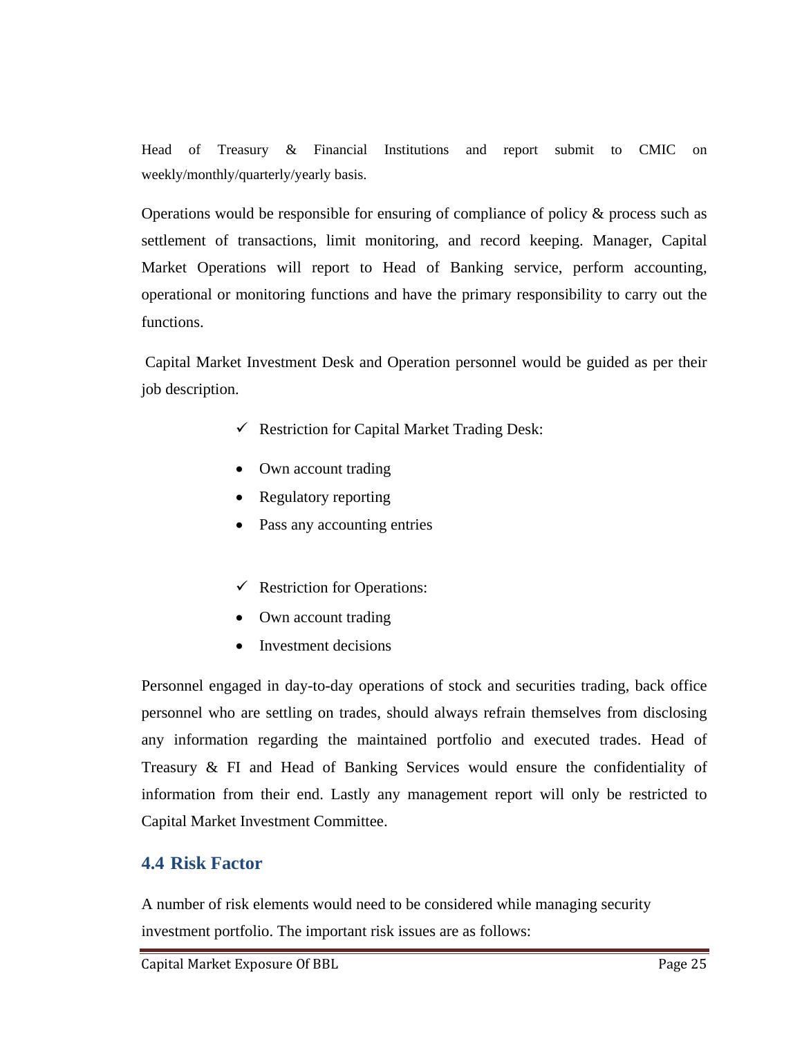Head of Treasury & Financial Institutions and report submit to CMIC on weekly/monthly/quarterly/yearly basis.

Operations would be responsible for ensuring of compliance of policy & process such as settlement of transactions, limit monitoring, and record keeping. Manager, Capital Market Operations will report to Head of Banking service, perform accounting, operational or monitoring functions and have the primary responsibility to carry out the functions.

Capital Market Investment Desk and Operation personnel would be guided as per their job description.

- ✓ Restriction for Capital Market Trading Desk:

- Own account trading
- Regulatory reporting
- Pass any accounting entries

- ✓ Restriction for Operations:

- Own account trading
- Investment decisions

Personnel engaged in day-to-day operations of stock and securities trading, back office personnel who are settling on trades, should always refrain themselves from disclosing any information regarding the maintained portfolio and executed trades. Head of Treasury & FI and Head of Banking Services would ensure the confidentiality of information from their end. Lastly any management report will only be restricted to Capital Market Investment Committee.

## 4.4 Risk Factor

A number of risk elements would need to be considered while managing security investment portfolio. The important risk issues are as follows: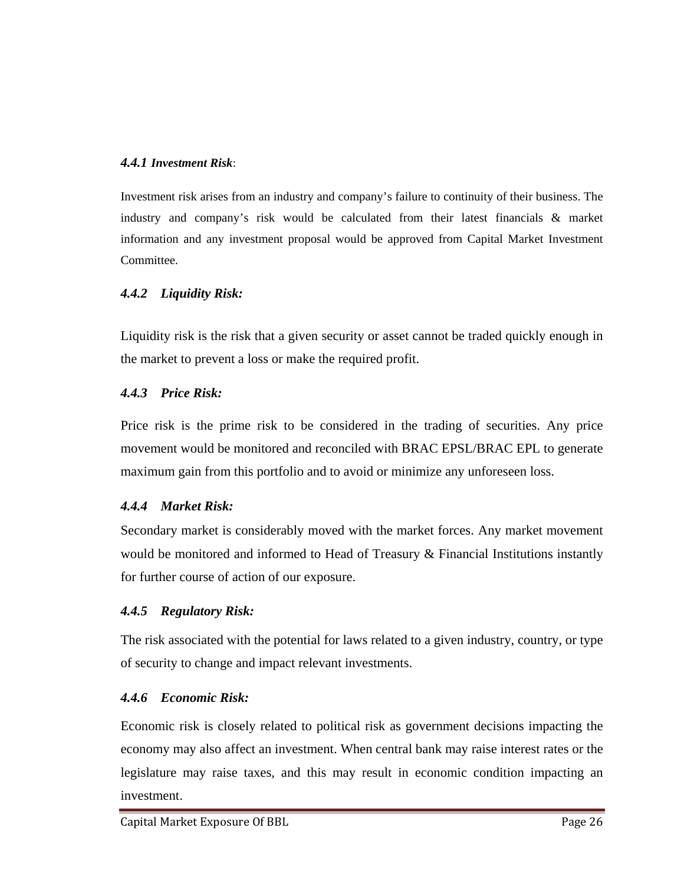#### *4.4.1 Investment Risk*:

Investment risk arises from an industry and company's failure to continuity of their business. The industry and company's risk would be calculated from their latest financials & market information and any investment proposal would be approved from Capital Market Investment Committee.

#### *4.4.2 Liquidity Risk:*

Liquidity risk is the risk that a given security or asset cannot be traded quickly enough in the market to prevent a loss or make the required profit.

#### *4.4.3 Price Risk:*

Price risk is the prime risk to be considered in the trading of securities. Any price movement would be monitored and reconciled with BRAC EPSL/BRAC EPL to generate maximum gain from this portfolio and to avoid or minimize any unforeseen loss.

#### *4.4.4 Market Risk:*

Secondary market is considerably moved with the market forces. Any market movement would be monitored and informed to Head of Treasury & Financial Institutions instantly for further course of action of our exposure.

#### *4.4.5 Regulatory Risk:*

The risk associated with the potential for laws related to a given industry, country, or type of security to change and impact relevant investments.

#### *4.4.6 Economic Risk:*

Economic risk is closely related to political risk as government decisions impacting the economy may also affect an investment. When central bank may raise interest rates or the legislature may raise taxes, and this may result in economic condition impacting an investment.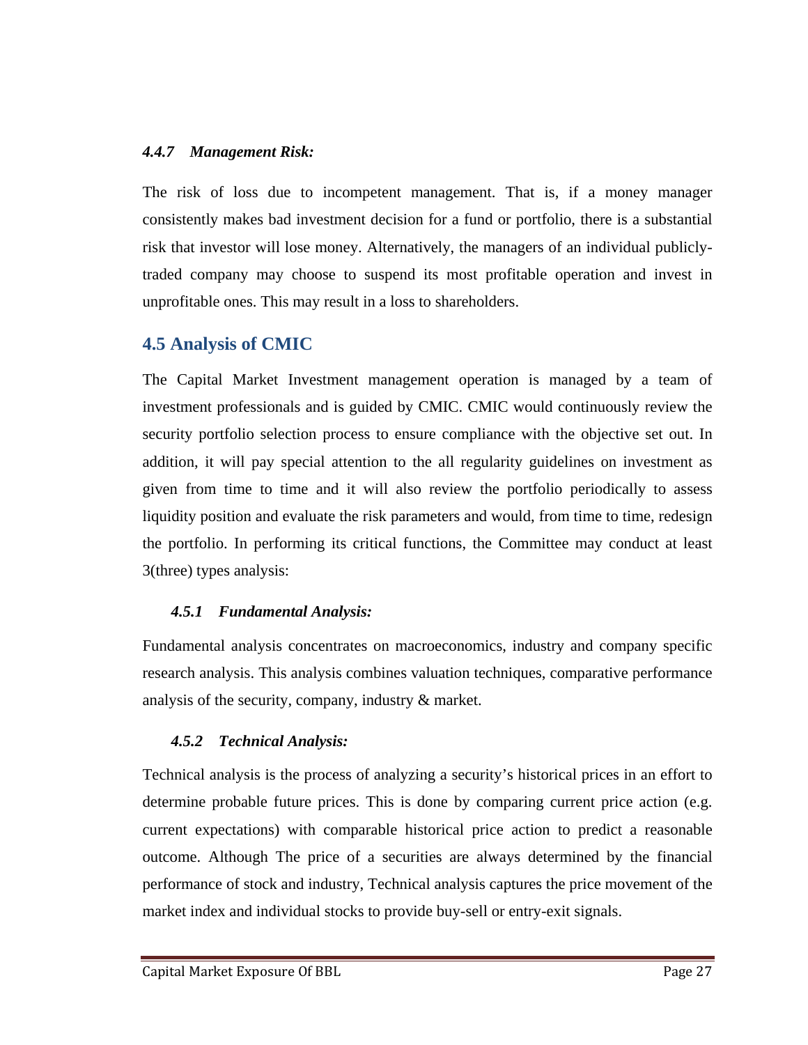#### *4.4.7 Management Risk:*

The risk of loss due to incompetent management. That is, if a money manager consistently makes bad investment decision for a fund or portfolio, there is a substantial risk that investor will lose money. Alternatively, the managers of an individual publicly-traded company may choose to suspend its most profitable operation and invest in unprofitable ones. This may result in a loss to shareholders.

## 4.5 Analysis of CMIC

The Capital Market Investment management operation is managed by a team of investment professionals and is guided by CMIC. CMIC would continuously review the security portfolio selection process to ensure compliance with the objective set out. In addition, it will pay special attention to the all regularity guidelines on investment as given from time to time and it will also review the portfolio periodically to assess liquidity position and evaluate the risk parameters and would, from time to time, redesign the portfolio. In performing its critical functions, the Committee may conduct at least 3(three) types analysis:

### *4.5.1 Fundamental Analysis:*

Fundamental analysis concentrates on macroeconomics, industry and company specific research analysis. This analysis combines valuation techniques, comparative performance analysis of the security, company, industry & market.

### *4.5.2 Technical Analysis:*

Technical analysis is the process of analyzing a security's historical prices in an effort to determine probable future prices. This is done by comparing current price action (e.g. current expectations) with comparable historical price action to predict a reasonable outcome. Although The price of a securities are always determined by the financial performance of stock and industry, Technical analysis captures the price movement of the market index and individual stocks to provide buy-sell or entry-exit signals.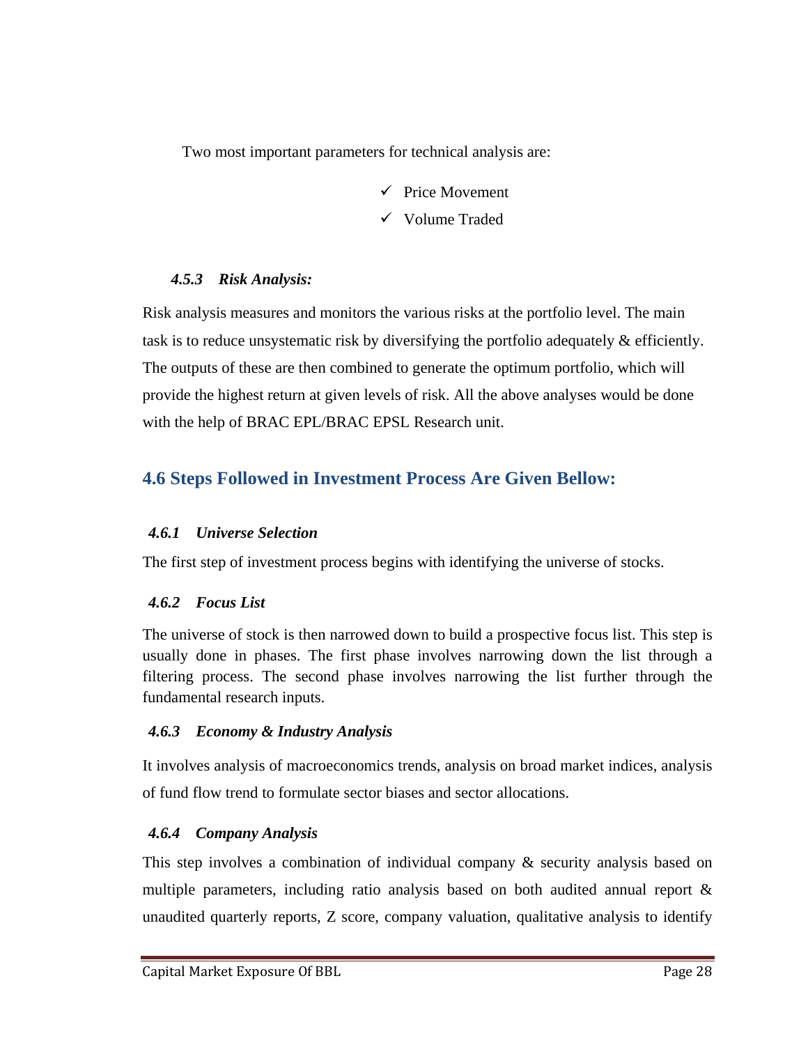Two most important parameters for technical analysis are:

- ✓ Price Movement
- ✓ Volume Traded

#### *4.5.3 Risk Analysis:*

Risk analysis measures and monitors the various risks at the portfolio level. The main task is to reduce unsystematic risk by diversifying the portfolio adequately & efficiently. The outputs of these are then combined to generate the optimum portfolio, which will provide the highest return at given levels of risk. All the above analyses would be done with the help of BRAC EPL/BRAC EPSL Research unit.

## 4.6 Steps Followed in Investment Process Are Given Bellow:

#### *4.6.1 Universe Selection*

The first step of investment process begins with identifying the universe of stocks.

#### *4.6.2 Focus List*

The universe of stock is then narrowed down to build a prospective focus list. This step is usually done in phases. The first phase involves narrowing down the list through a filtering process. The second phase involves narrowing the list further through the fundamental research inputs.

#### *4.6.3 Economy & Industry Analysis*

It involves analysis of macroeconomics trends, analysis on broad market indices, analysis of fund flow trend to formulate sector biases and sector allocations.

#### *4.6.4 Company Analysis*

This step involves a combination of individual company & security analysis based on multiple parameters, including ratio analysis based on both audited annual report & unaudited quarterly reports, Z score, company valuation, qualitative analysis to identify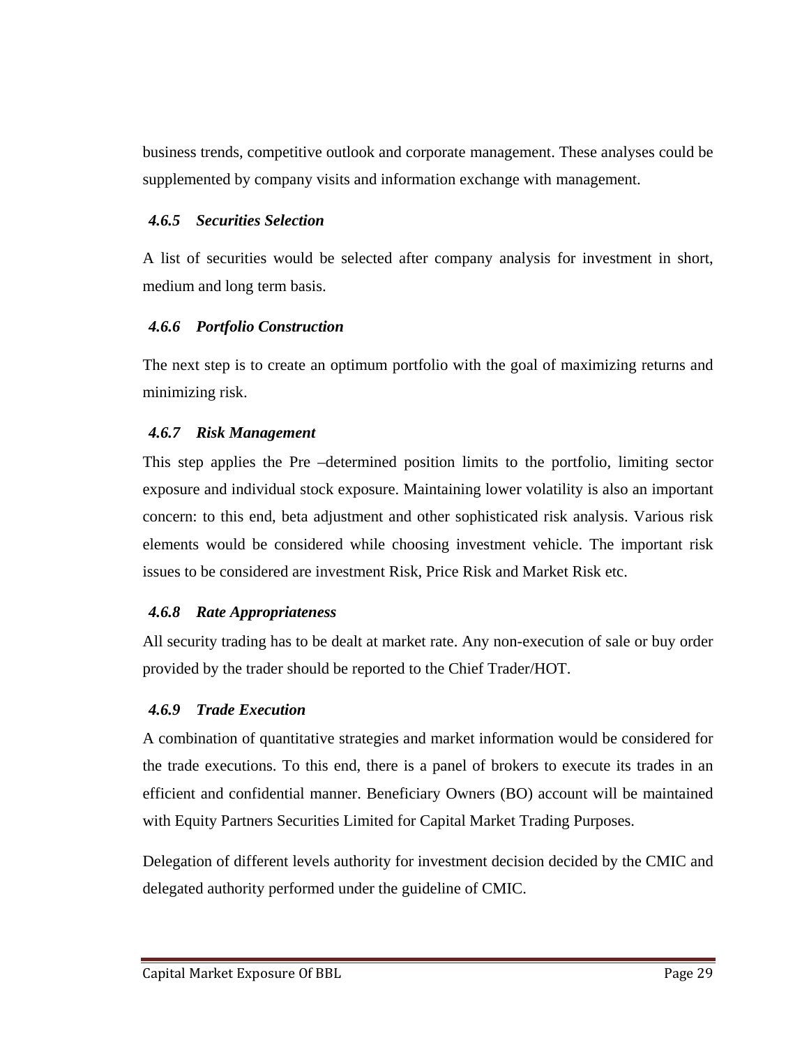business trends, competitive outlook and corporate management. These analyses could be supplemented by company visits and information exchange with management.

### *4.6.5 Securities Selection*

A list of securities would be selected after company analysis for investment in short, medium and long term basis.

### *4.6.6 Portfolio Construction*

The next step is to create an optimum portfolio with the goal of maximizing returns and minimizing risk.

### *4.6.7 Risk Management*

This step applies the Pre –determined position limits to the portfolio, limiting sector exposure and individual stock exposure. Maintaining lower volatility is also an important concern: to this end, beta adjustment and other sophisticated risk analysis. Various risk elements would be considered while choosing investment vehicle. The important risk issues to be considered are investment Risk, Price Risk and Market Risk etc.

### *4.6.8 Rate Appropriateness*

All security trading has to be dealt at market rate. Any non-execution of sale or buy order provided by the trader should be reported to the Chief Trader/HOT.

### *4.6.9 Trade Execution*

A combination of quantitative strategies and market information would be considered for the trade executions. To this end, there is a panel of brokers to execute its trades in an efficient and confidential manner. Beneficiary Owners (BO) account will be maintained with Equity Partners Securities Limited for Capital Market Trading Purposes.

Delegation of different levels authority for investment decision decided by the CMIC and delegated authority performed under the guideline of CMIC.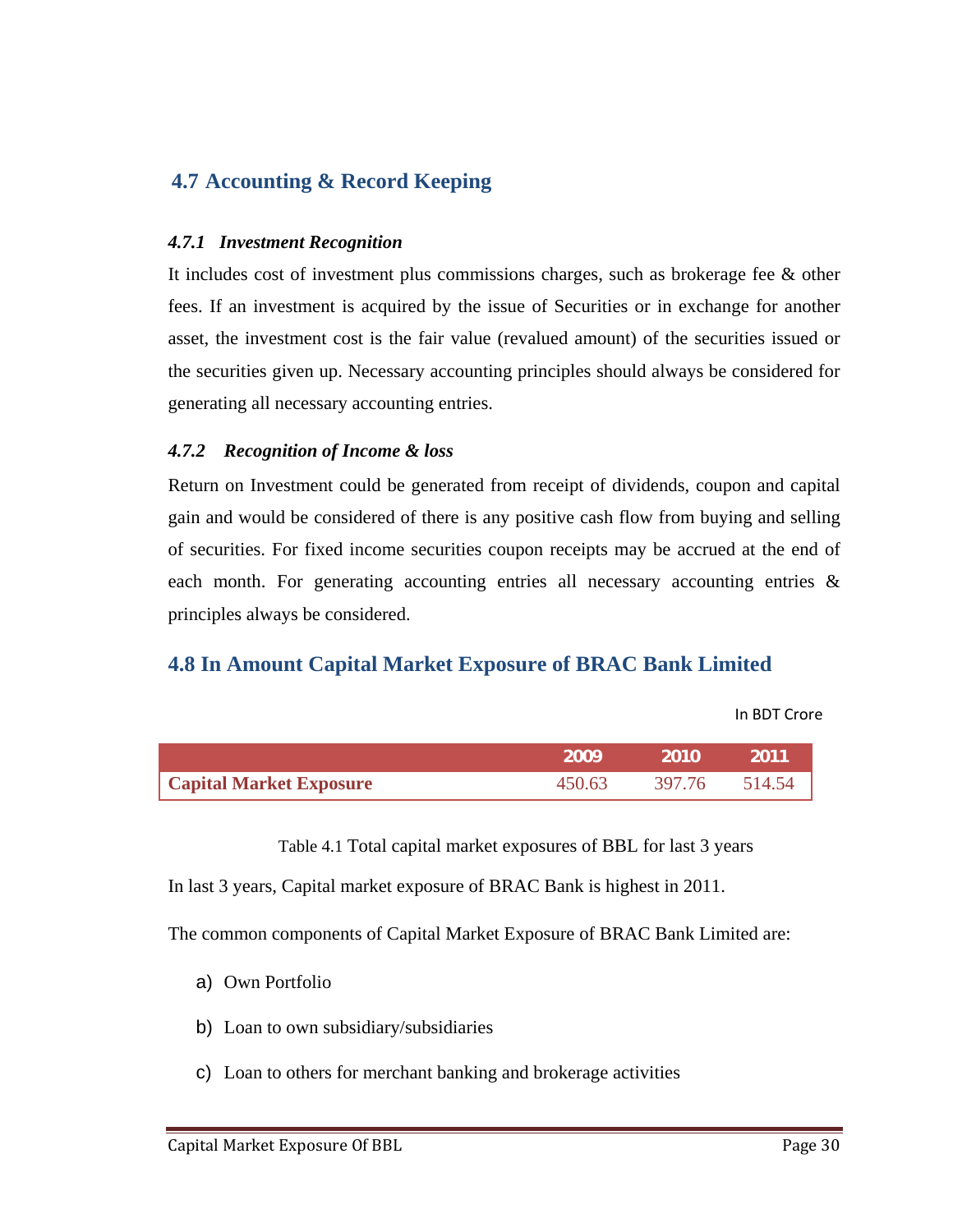## 4.7 Accounting & Record Keeping

### *4.7.1 Investment Recognition*

It includes cost of investment plus commissions charges, such as brokerage fee & other fees. If an investment is acquired by the issue of Securities or in exchange for another asset, the investment cost is the fair value (revalued amount) of the securities issued or the securities given up. Necessary accounting principles should always be considered for generating all necessary accounting entries.

### *4.7.2 Recognition of Income & loss*

Return on Investment could be generated from receipt of dividends, coupon and capital gain and would be considered of there is any positive cash flow from buying and selling of securities. For fixed income securities coupon receipts may be accrued at the end of each month. For generating accounting entries all necessary accounting entries & principles always be considered.

## 4.8 In Amount Capital Market Exposure of BRAC Bank Limited

In BDT Crore

| | 2009 | 2010 | 2011 |
|---|---|---|---|
| **Capital Market Exposure** | 450.63 | 397.76 | 514.54 |

Table 4.1 Total capital market exposures of BBL for last 3 years

In last 3 years, Capital market exposure of BRAC Bank is highest in 2011.

The common components of Capital Market Exposure of BRAC Bank Limited are:

a) Own Portfolio

b) Loan to own subsidiary/subsidiaries

c) Loan to others for merchant banking and brokerage activities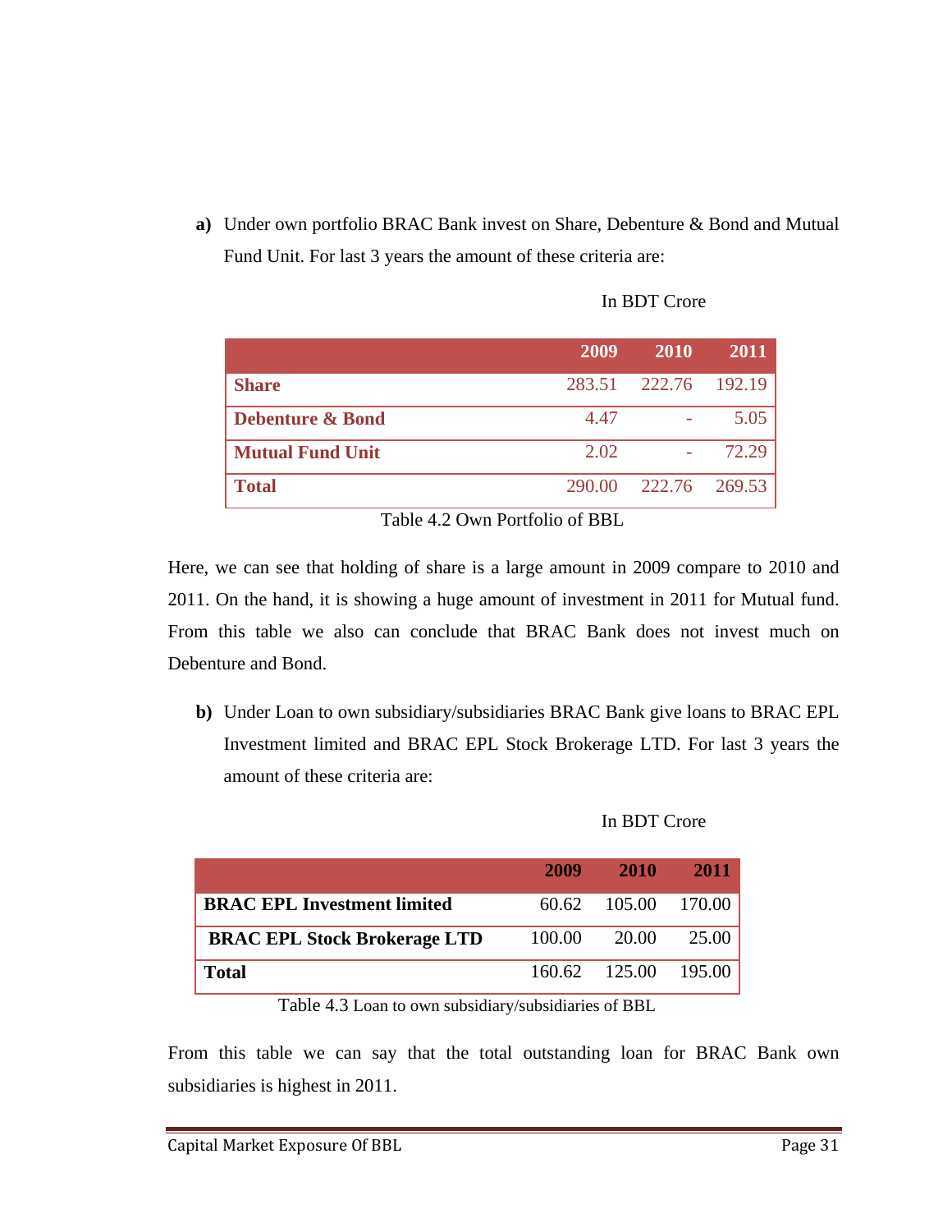**a)** Under own portfolio BRAC Bank invest on Share, Debenture & Bond and Mutual Fund Unit. For last 3 years the amount of these criteria are:

In BDT Crore

| | 2009 | 2010 | 2011 |
|---|---|---|---|
| **Share** | 283.51 | 222.76 | 192.19 |
| **Debenture & Bond** | 4.47 | - | 5.05 |
| **Mutual Fund Unit** | 2.02 | - | 72.29 |
| **Total** | 290.00 | 222.76 | 269.53 |

Table 4.2 Own Portfolio of BBL

Here, we can see that holding of share is a large amount in 2009 compare to 2010 and 2011. On the hand, it is showing a huge amount of investment in 2011 for Mutual fund. From this table we also can conclude that BRAC Bank does not invest much on Debenture and Bond.

**b)** Under Loan to own subsidiary/subsidiaries BRAC Bank give loans to BRAC EPL Investment limited and BRAC EPL Stock Brokerage LTD. For last 3 years the amount of these criteria are:

In BDT Crore

| | 2009 | 2010 | 2011 |
|---|---|---|---|
| **BRAC EPL Investment limited** | 60.62 | 105.00 | 170.00 |
| **BRAC EPL Stock Brokerage LTD** | 100.00 | 20.00 | 25.00 |
| **Total** | 160.62 | 125.00 | 195.00 |

Table 4.3 Loan to own subsidiary/subsidiaries of BBL

From this table we can say that the total outstanding loan for BRAC Bank own subsidiaries is highest in 2011.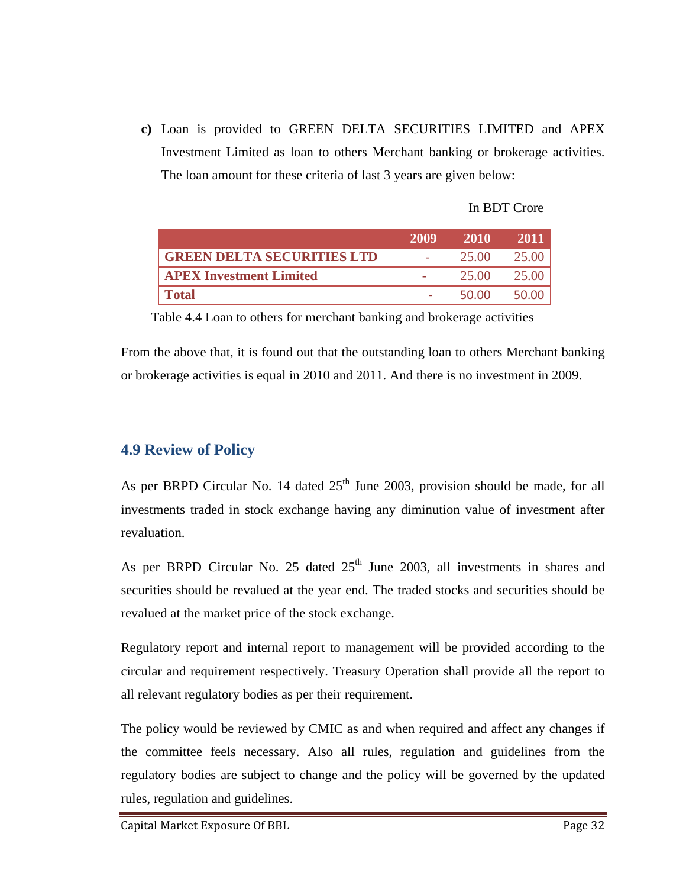**c)** Loan is provided to GREEN DELTA SECURITIES LIMITED and APEX Investment Limited as loan to others Merchant banking or brokerage activities. The loan amount for these criteria of last 3 years are given below:

In BDT Crore

| | 2009 | 2010 | 2011 |
|---|---|---|---|
| **GREEN DELTA SECURITIES LTD** | - | 25.00 | 25.00 |
| **APEX Investment Limited** | - | 25.00 | 25.00 |
| **Total** | - | 50.00 | 50.00 |

Table 4.4 Loan to others for merchant banking and brokerage activities

From the above that, it is found out that the outstanding loan to others Merchant banking or brokerage activities is equal in 2010 and 2011. And there is no investment in 2009.

## 4.9 Review of Policy

As per BRPD Circular No. 14 dated 25th June 2003, provision should be made, for all investments traded in stock exchange having any diminution value of investment after revaluation.

As per BRPD Circular No. 25 dated 25th June 2003, all investments in shares and securities should be revalued at the year end. The traded stocks and securities should be revalued at the market price of the stock exchange.

Regulatory report and internal report to management will be provided according to the circular and requirement respectively. Treasury Operation shall provide all the report to all relevant regulatory bodies as per their requirement.

The policy would be reviewed by CMIC as and when required and affect any changes if the committee feels necessary. Also all rules, regulation and guidelines from the regulatory bodies are subject to change and the policy will be governed by the updated rules, regulation and guidelines.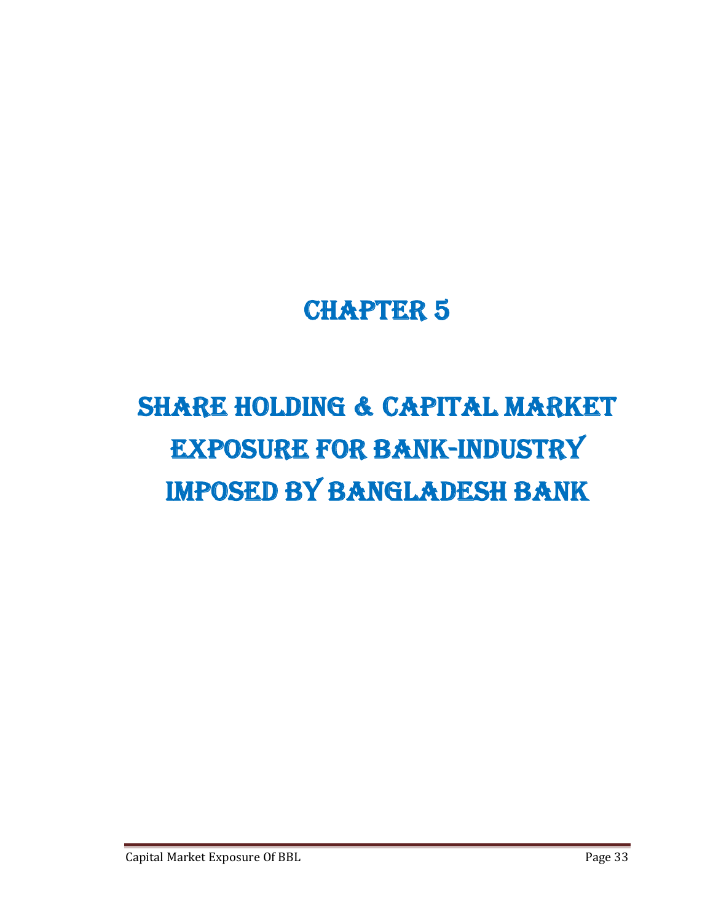# CHAPTER 5

# SHARE HOLDING & CAPITAL MARKET EXPOSURE FOR BANK-INDUSTRY IMPOSED BY BANGLADESH BANK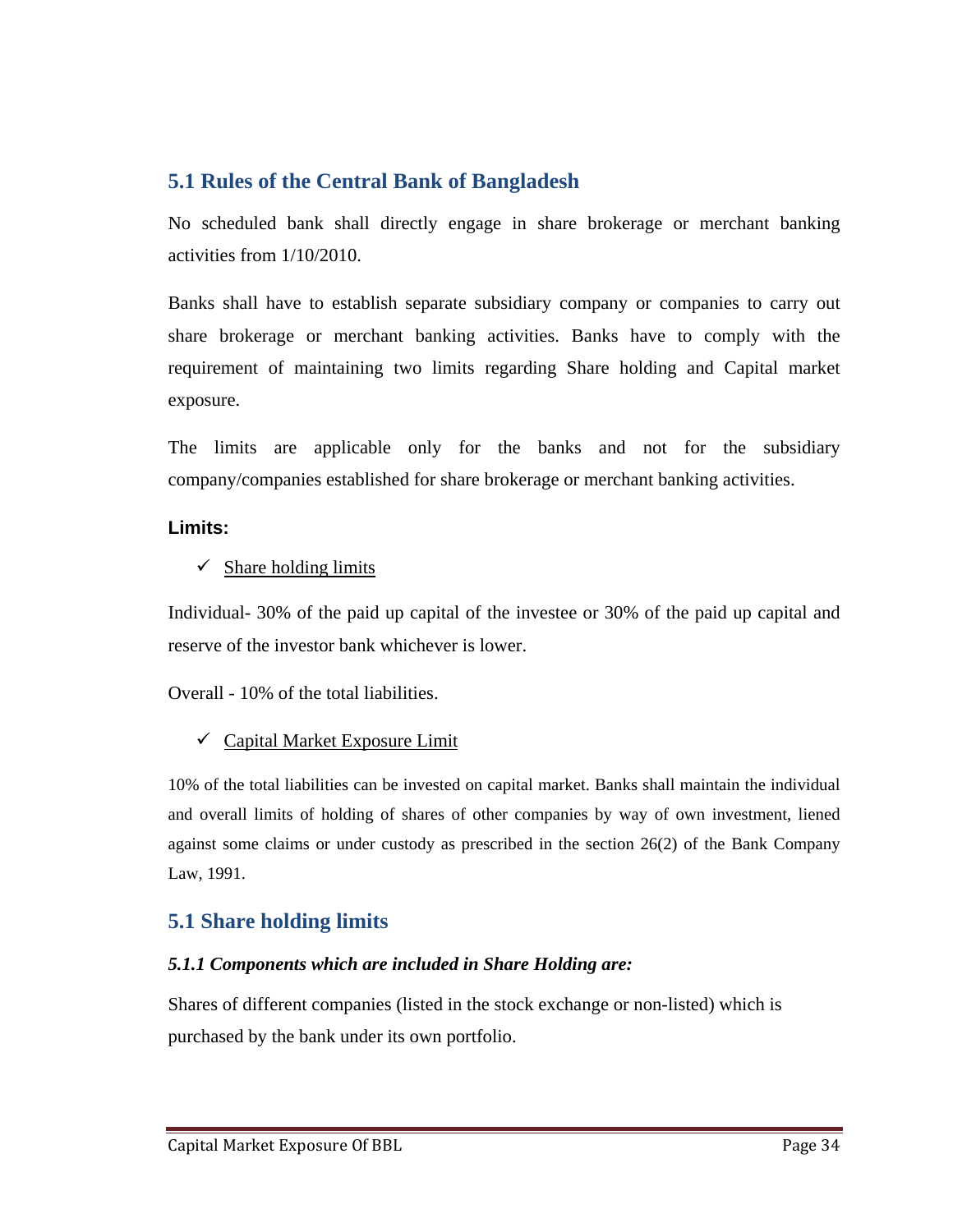## 5.1 Rules of the Central Bank of Bangladesh

No scheduled bank shall directly engage in share brokerage or merchant banking activities from 1/10/2010.

Banks shall have to establish separate subsidiary company or companies to carry out share brokerage or merchant banking activities. Banks have to comply with the requirement of maintaining two limits regarding Share holding and Capital market exposure.

The limits are applicable only for the banks and not for the subsidiary company/companies established for share brokerage or merchant banking activities.

**Limits:**

- ✓ Share holding limits

Individual- 30% of the paid up capital of the investee or 30% of the paid up capital and reserve of the investor bank whichever is lower.

Overall - 10% of the total liabilities.

- ✓ Capital Market Exposure Limit

10% of the total liabilities can be invested on capital market. Banks shall maintain the individual and overall limits of holding of shares of other companies by way of own investment, liened against some claims or under custody as prescribed in the section 26(2) of the Bank Company Law, 1991.

## 5.1 Share holding limits

### *5.1.1 Components which are included in Share Holding are:*

Shares of different companies (listed in the stock exchange or non-listed) which is purchased by the bank under its own portfolio.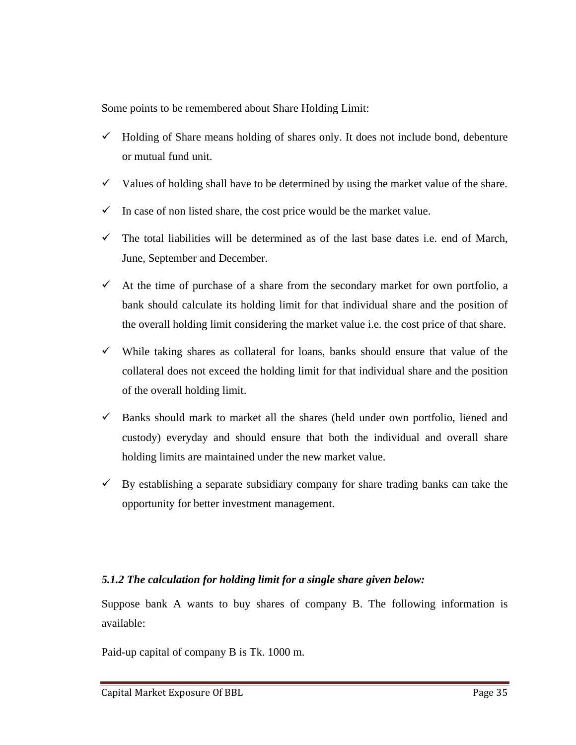Some points to be remembered about Share Holding Limit:

- ✓ Holding of Share means holding of shares only. It does not include bond, debenture or mutual fund unit.
- ✓ Values of holding shall have to be determined by using the market value of the share.
- ✓ In case of non listed share, the cost price would be the market value.
- ✓ The total liabilities will be determined as of the last base dates i.e. end of March, June, September and December.
- ✓ At the time of purchase of a share from the secondary market for own portfolio, a bank should calculate its holding limit for that individual share and the position of the overall holding limit considering the market value i.e. the cost price of that share.
- ✓ While taking shares as collateral for loans, banks should ensure that value of the collateral does not exceed the holding limit for that individual share and the position of the overall holding limit.
- ✓ Banks should mark to market all the shares (held under own portfolio, liened and custody) everyday and should ensure that both the individual and overall share holding limits are maintained under the new market value.
- ✓ By establishing a separate subsidiary company for share trading banks can take the opportunity for better investment management.

### *5.1.2 The calculation for holding limit for a single share given below:*

Suppose bank A wants to buy shares of company B. The following information is available:

Paid-up capital of company B is Tk. 1000 m.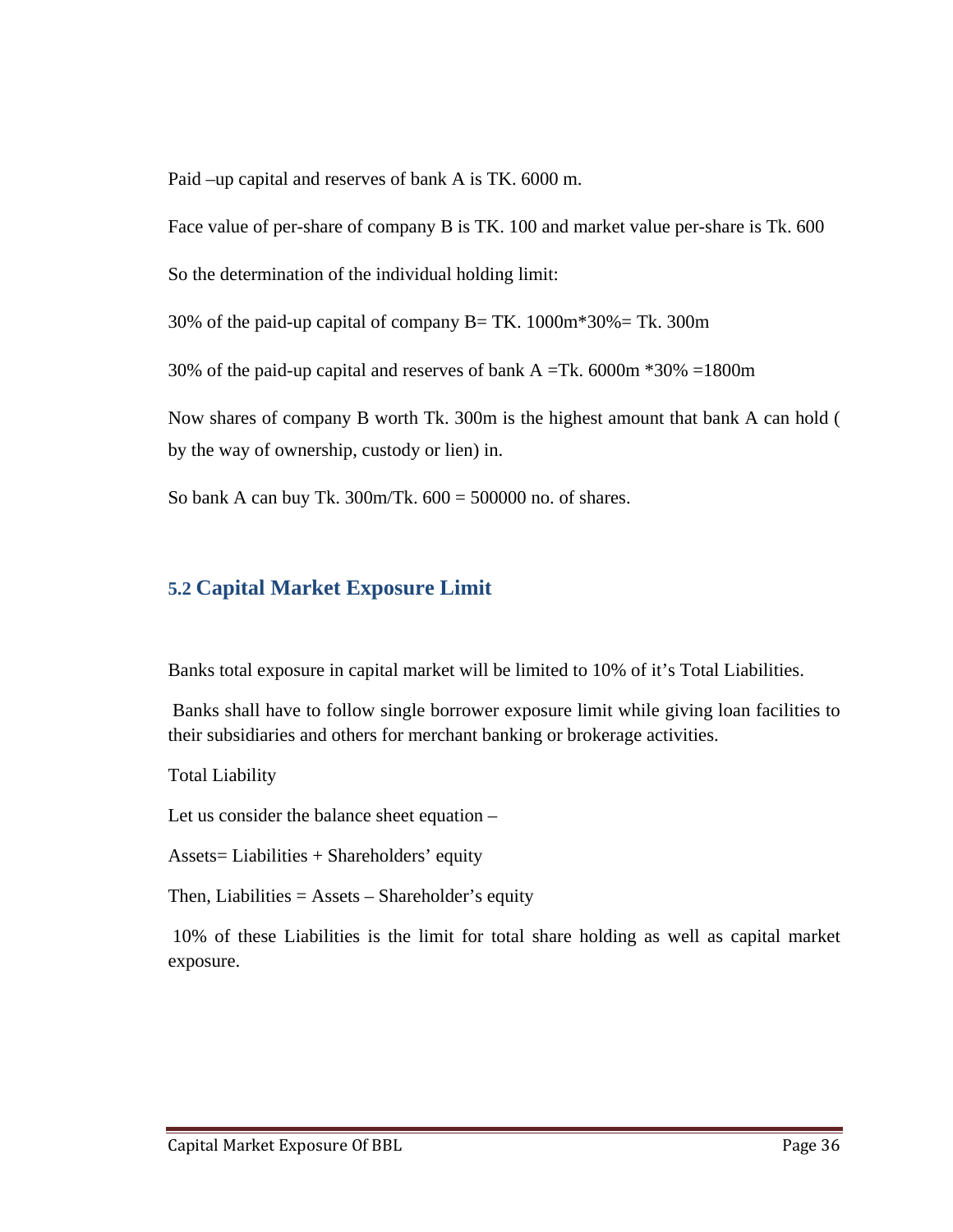Paid –up capital and reserves of bank A is TK. 6000 m.

Face value of per-share of company B is TK. 100 and market value per-share is Tk. 600

So the determination of the individual holding limit:

30% of the paid-up capital of company B= TK. 1000m*30%= Tk. 300m

30% of the paid-up capital and reserves of bank A =Tk. 6000m *30% =1800m

Now shares of company B worth Tk. 300m is the highest amount that bank A can hold ( by the way of ownership, custody or lien) in.

So bank A can buy Tk. 300m/Tk. 600 = 500000 no. of shares.

## 5.2 Capital Market Exposure Limit

Banks total exposure in capital market will be limited to 10% of it's Total Liabilities.

Banks shall have to follow single borrower exposure limit while giving loan facilities to their subsidiaries and others for merchant banking or brokerage activities.

Total Liability

Let us consider the balance sheet equation –

Assets= Liabilities + Shareholders' equity

Then, Liabilities = Assets – Shareholder's equity

10% of these Liabilities is the limit for total share holding as well as capital market exposure.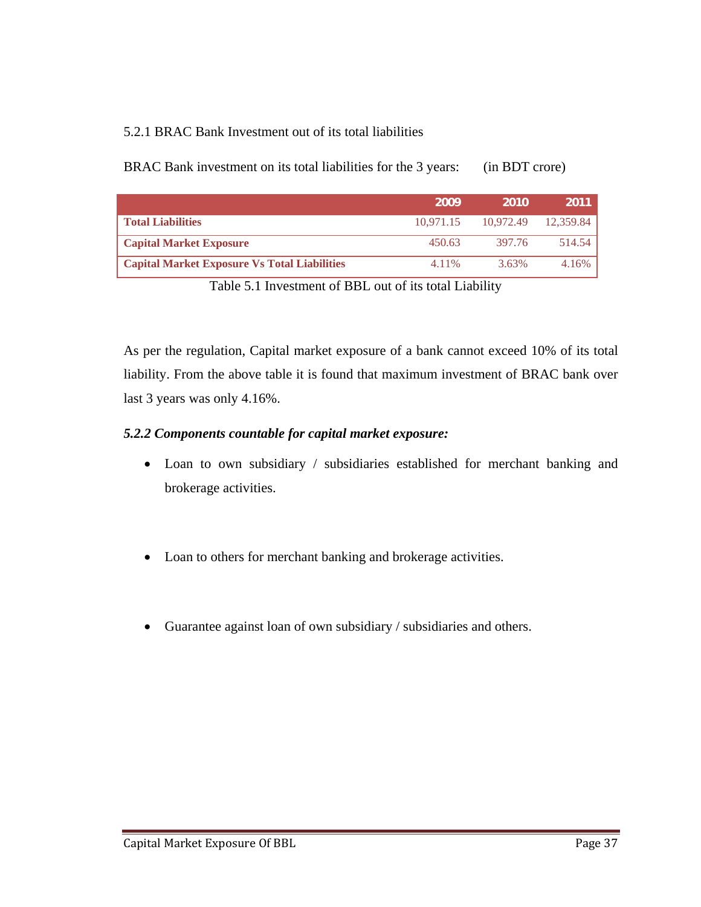5.2.1 BRAC Bank Investment out of its total liabilities

BRAC Bank investment on its total liabilities for the 3 years: (in BDT crore)

| | 2009 | 2010 | 2011 |
|---|---|---|---|
| **Total Liabilities** | 10,971.15 | 10,972.49 | 12,359.84 |
| **Capital Market Exposure** | 450.63 | 397.76 | 514.54 |
| **Capital Market Exposure Vs Total Liabilities** | 4.11% | 3.63% | 4.16% |

Table 5.1 Investment of BBL out of its total Liability

As per the regulation, Capital market exposure of a bank cannot exceed 10% of its total liability. From the above table it is found that maximum investment of BRAC bank over last 3 years was only 4.16%.

***5.2.2 Components countable for capital market exposure:***

- Loan to own subsidiary / subsidiaries established for merchant banking and brokerage activities.
- Loan to others for merchant banking and brokerage activities.
- Guarantee against loan of own subsidiary / subsidiaries and others.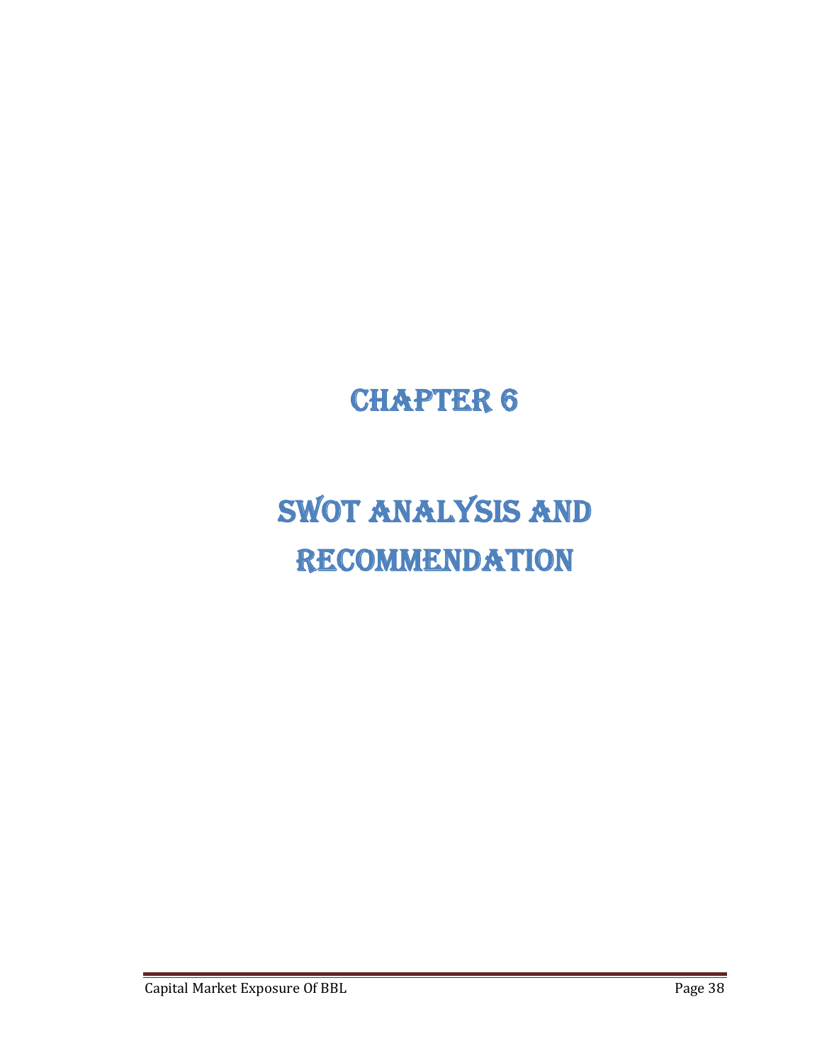# CHAPTER 6

# SWOT ANALYSIS AND RECOMMENDATION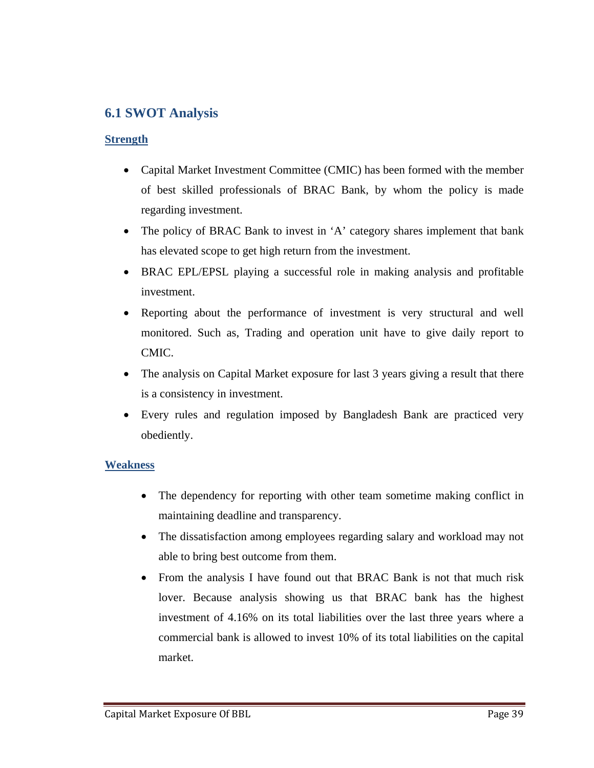## 6.1 SWOT Analysis

**Strength**

- Capital Market Investment Committee (CMIC) has been formed with the member of best skilled professionals of BRAC Bank, by whom the policy is made regarding investment.
- The policy of BRAC Bank to invest in 'A' category shares implement that bank has elevated scope to get high return from the investment.
- BRAC EPL/EPSL playing a successful role in making analysis and profitable investment.
- Reporting about the performance of investment is very structural and well monitored. Such as, Trading and operation unit have to give daily report to CMIC.
- The analysis on Capital Market exposure for last 3 years giving a result that there is a consistency in investment.
- Every rules and regulation imposed by Bangladesh Bank are practiced very obediently.

**Weakness**

- The dependency for reporting with other team sometime making conflict in maintaining deadline and transparency.
- The dissatisfaction among employees regarding salary and workload may not able to bring best outcome from them.
- From the analysis I have found out that BRAC Bank is not that much risk lover. Because analysis showing us that BRAC bank has the highest investment of 4.16% on its total liabilities over the last three years where a commercial bank is allowed to invest 10% of its total liabilities on the capital market.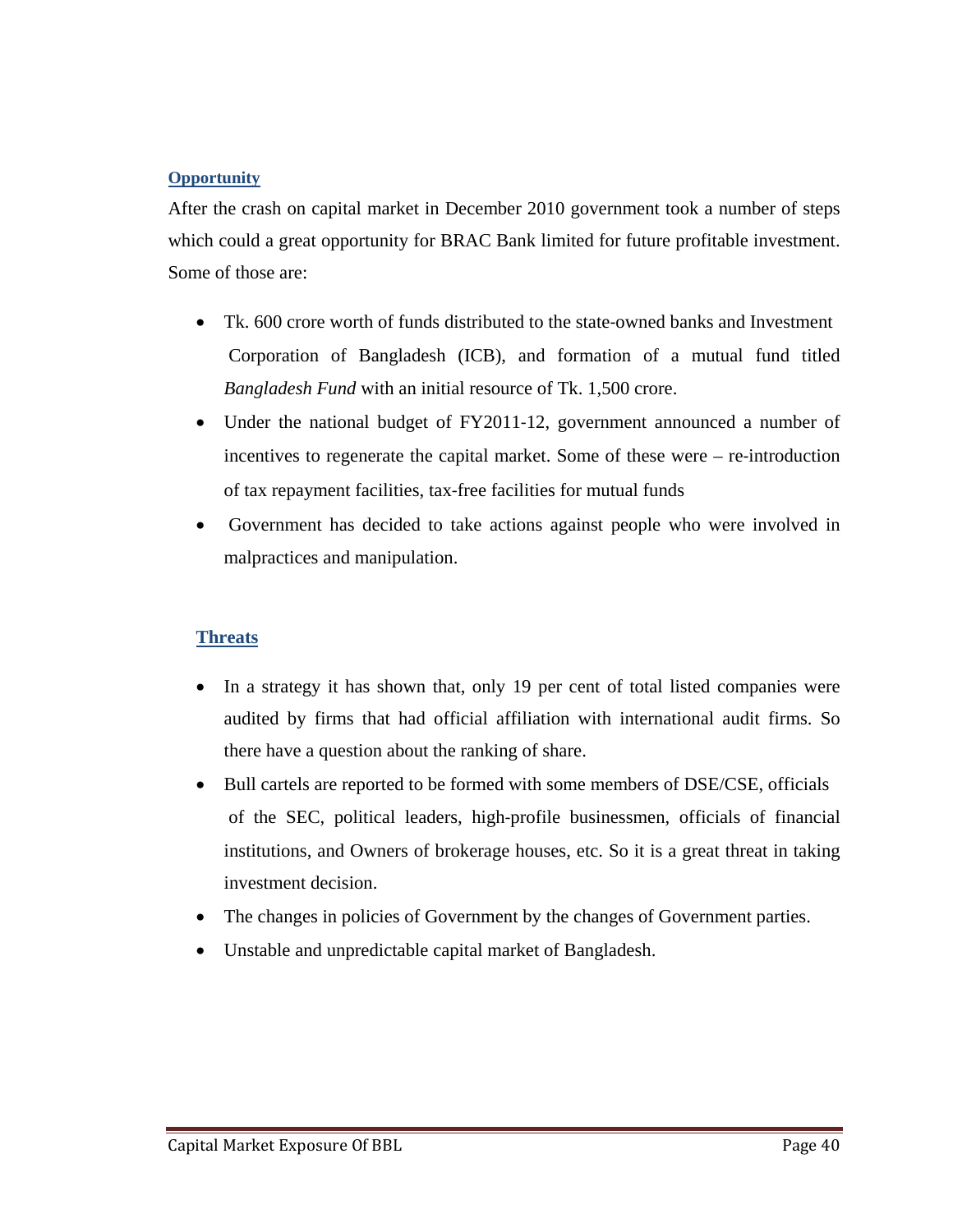## Opportunity

After the crash on capital market in December 2010 government took a number of steps which could a great opportunity for BRAC Bank limited for future profitable investment. Some of those are:

- Tk. 600 crore worth of funds distributed to the state-owned banks and Investment Corporation of Bangladesh (ICB), and formation of a mutual fund titled *Bangladesh Fund* with an initial resource of Tk. 1,500 crore.
- Under the national budget of FY2011-12, government announced a number of incentives to regenerate the capital market. Some of these were – re-introduction of tax repayment facilities, tax-free facilities for mutual funds
- Government has decided to take actions against people who were involved in malpractices and manipulation.

## Threats

- In a strategy it has shown that, only 19 per cent of total listed companies were audited by firms that had official affiliation with international audit firms. So there have a question about the ranking of share.
- Bull cartels are reported to be formed with some members of DSE/CSE, officials of the SEC, political leaders, high-profile businessmen, officials of financial institutions, and Owners of brokerage houses, etc. So it is a great threat in taking investment decision.
- The changes in policies of Government by the changes of Government parties.
- Unstable and unpredictable capital market of Bangladesh.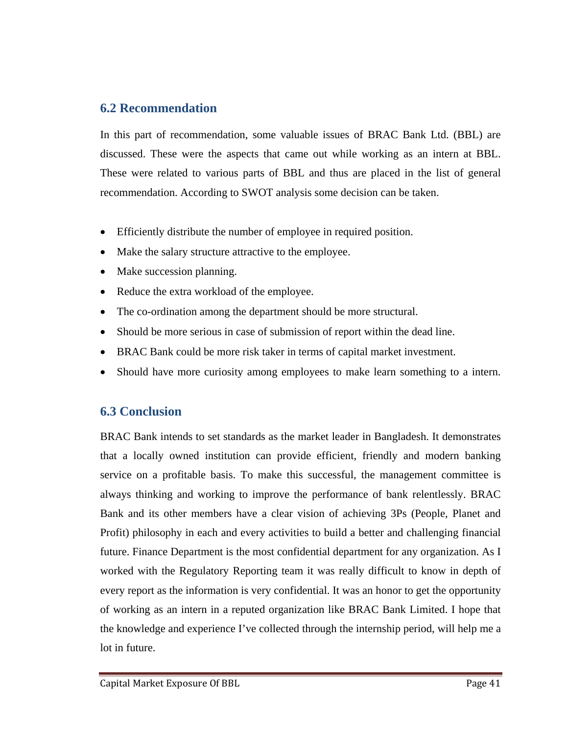## 6.2 Recommendation

In this part of recommendation, some valuable issues of BRAC Bank Ltd. (BBL) are discussed. These were the aspects that came out while working as an intern at BBL. These were related to various parts of BBL and thus are placed in the list of general recommendation. According to SWOT analysis some decision can be taken.

- Efficiently distribute the number of employee in required position.
- Make the salary structure attractive to the employee.
- Make succession planning.
- Reduce the extra workload of the employee.
- The co-ordination among the department should be more structural.
- Should be more serious in case of submission of report within the dead line.
- BRAC Bank could be more risk taker in terms of capital market investment.
- Should have more curiosity among employees to make learn something to a intern.

## 6.3 Conclusion

BRAC Bank intends to set standards as the market leader in Bangladesh. It demonstrates that a locally owned institution can provide efficient, friendly and modern banking service on a profitable basis. To make this successful, the management committee is always thinking and working to improve the performance of bank relentlessly. BRAC Bank and its other members have a clear vision of achieving 3Ps (People, Planet and Profit) philosophy in each and every activities to build a better and challenging financial future. Finance Department is the most confidential department for any organization. As I worked with the Regulatory Reporting team it was really difficult to know in depth of every report as the information is very confidential. It was an honor to get the opportunity of working as an intern in a reputed organization like BRAC Bank Limited. I hope that the knowledge and experience I've collected through the internship period, will help me a lot in future.